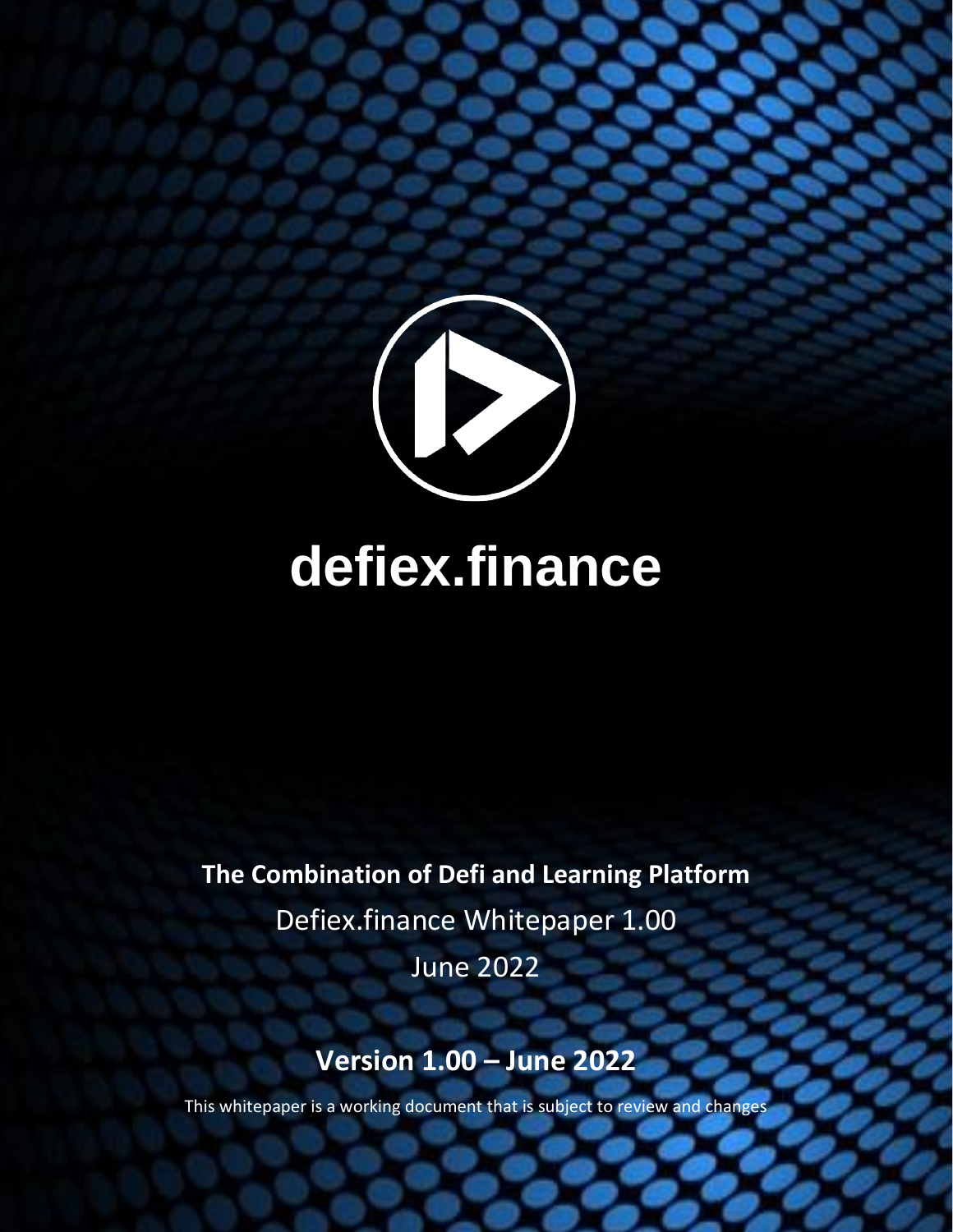# defiex.finance

**The Combination of Defi and Learning Platform**

Defiex.finance Whitepaper 1.00

June 2022

**Version 1.00 – June 2022**

This whitepaper is a working document that is subject to review and changes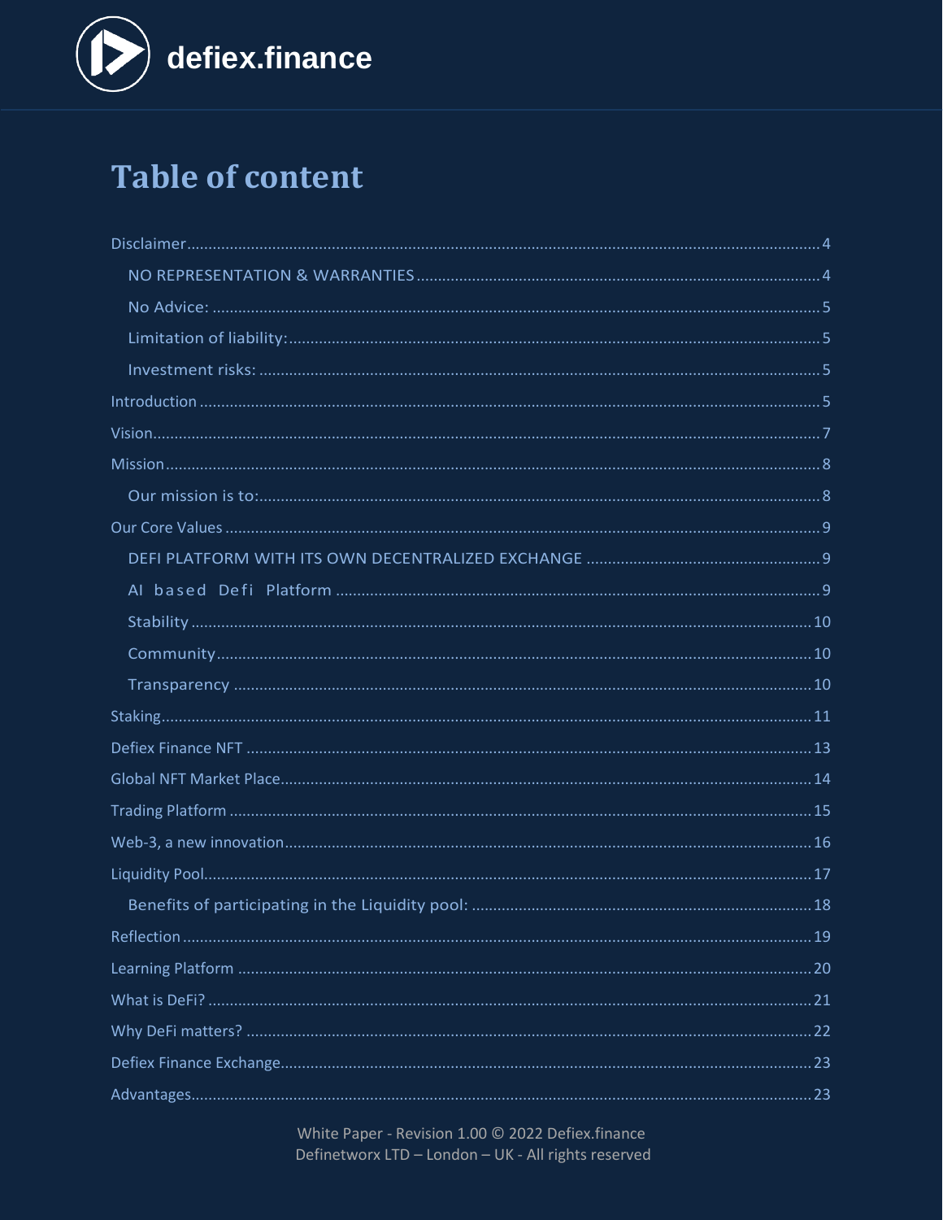# Table of content

- Disclaimer ... 4
  - NO REPRESENTATION & WARRANTIES ... 4
  - No Advice: ... 5
  - Limitation of liability: ... 5
  - Investment risks: ... 5
- Introduction ... 5
- Vision ... 7
- Mission ... 8
  - Our mission is to: ... 8
- Our Core Values ... 9
  - DEFI PLATFORM WITH ITS OWN DECENTRALIZED EXCHANGE ... 9
  - AI based Defi Platform ... 9
  - Stability ... 10
  - Community ... 10
  - Transparency ... 10
- Staking ... 11
- Defiex Finance NFT ... 13
- Global NFT Market Place ... 14
- Trading Platform ... 15
- Web-3, a new innovation ... 16
- Liquidity Pool ... 17
  - Benefits of participating in the Liquidity pool: ... 18
- Reflection ... 19
- Learning Platform ... 20
- What is DeFi? ... 21
- Why DeFi matters? ... 22
- Defiex Finance Exchange ... 23
- Advantages ... 23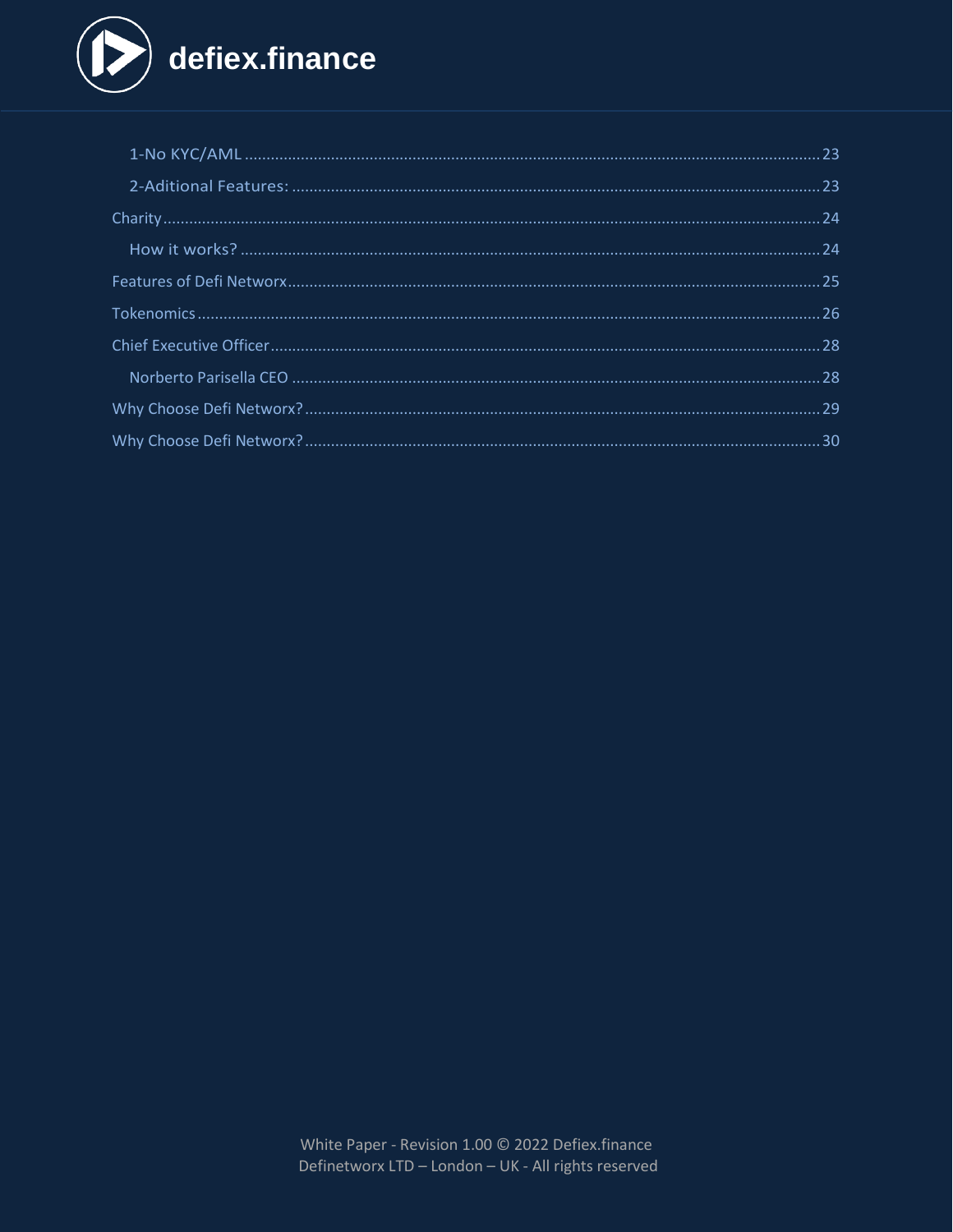- 1-No KYC/AML ........ 23
- 2-Aditional Features: ........ 23

Charity ........ 24

- How it works? ........ 24

Features of Defi Networx ........ 25

Tokenomics ........ 26

Chief Executive Officer ........ 28

- Norberto Parisella CEO ........ 28

Why Choose Defi Networx? ........ 29

Why Choose Defi Networx? ........ 30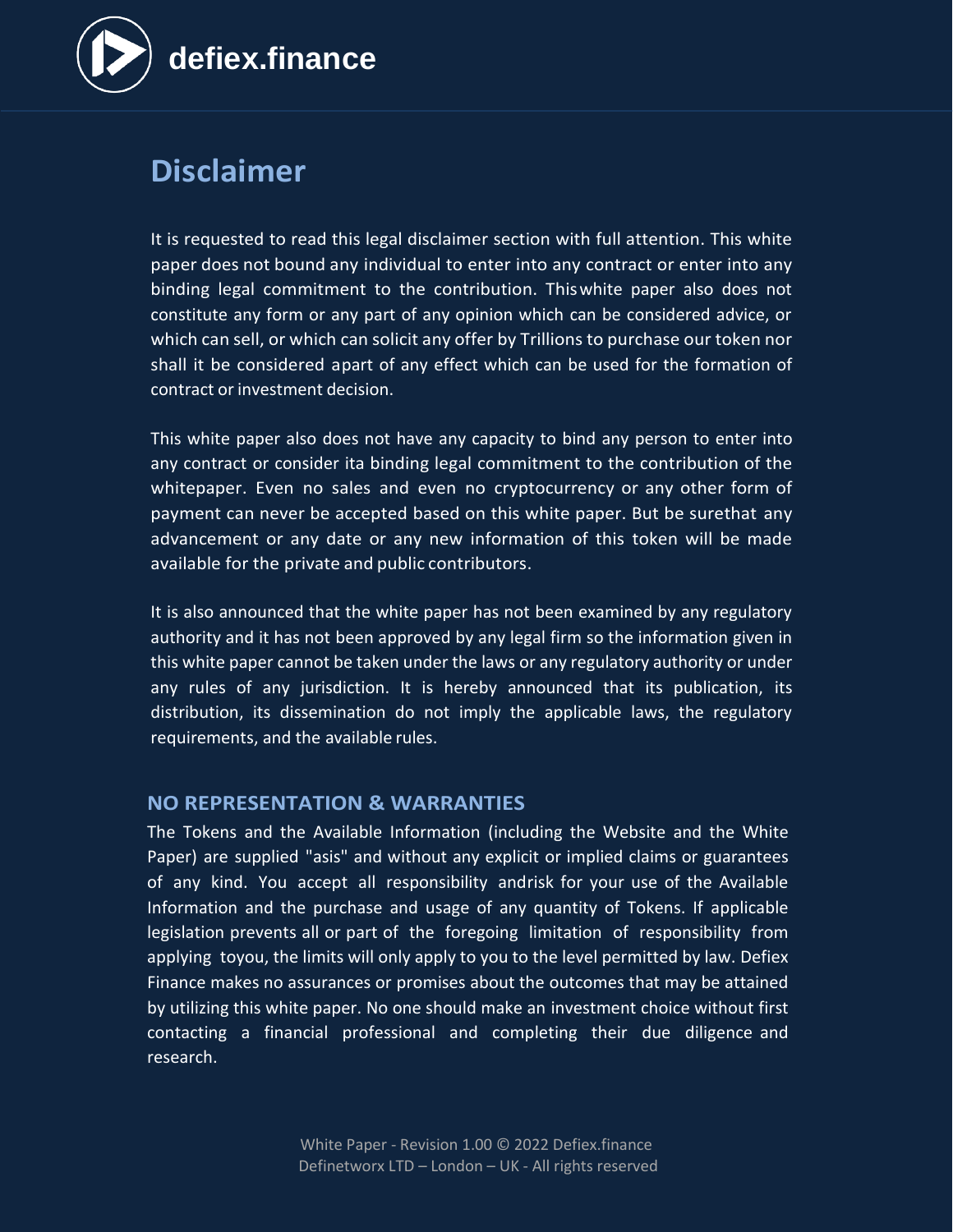# Disclaimer

It is requested to read this legal disclaimer section with full attention. This white paper does not bound any individual to enter into any contract or enter into any binding legal commitment to the contribution. Thiswhite paper also does not constitute any form or any part of any opinion which can be considered advice, or which can sell, or which can solicit any offer by Trillions to purchase our token nor shall it be considered apart of any effect which can be used for the formation of contract or investment decision.

This white paper also does not have any capacity to bind any person to enter into any contract or consider ita binding legal commitment to the contribution of the whitepaper. Even no sales and even no cryptocurrency or any other form of payment can never be accepted based on this white paper. But be surethat any advancement or any date or any new information of this token will be made available for the private and public contributors.

It is also announced that the white paper has not been examined by any regulatory authority and it has not been approved by any legal firm so the information given in this white paper cannot be taken under the laws or any regulatory authority or under any rules of any jurisdiction. It is hereby announced that its publication, its distribution, its dissemination do not imply the applicable laws, the regulatory requirements, and the available rules.

## NO REPRESENTATION & WARRANTIES

The Tokens and the Available Information (including the Website and the White Paper) are supplied "asis" and without any explicit or implied claims or guarantees of any kind. You accept all responsibility andrisk for your use of the Available Information and the purchase and usage of any quantity of Tokens. If applicable legislation prevents all or part of the foregoing limitation of responsibility from applying toyou, the limits will only apply to you to the level permitted by law. Defiex Finance makes no assurances or promises about the outcomes that may be attained by utilizing this white paper. No one should make an investment choice without first contacting a financial professional and completing their due diligence and research.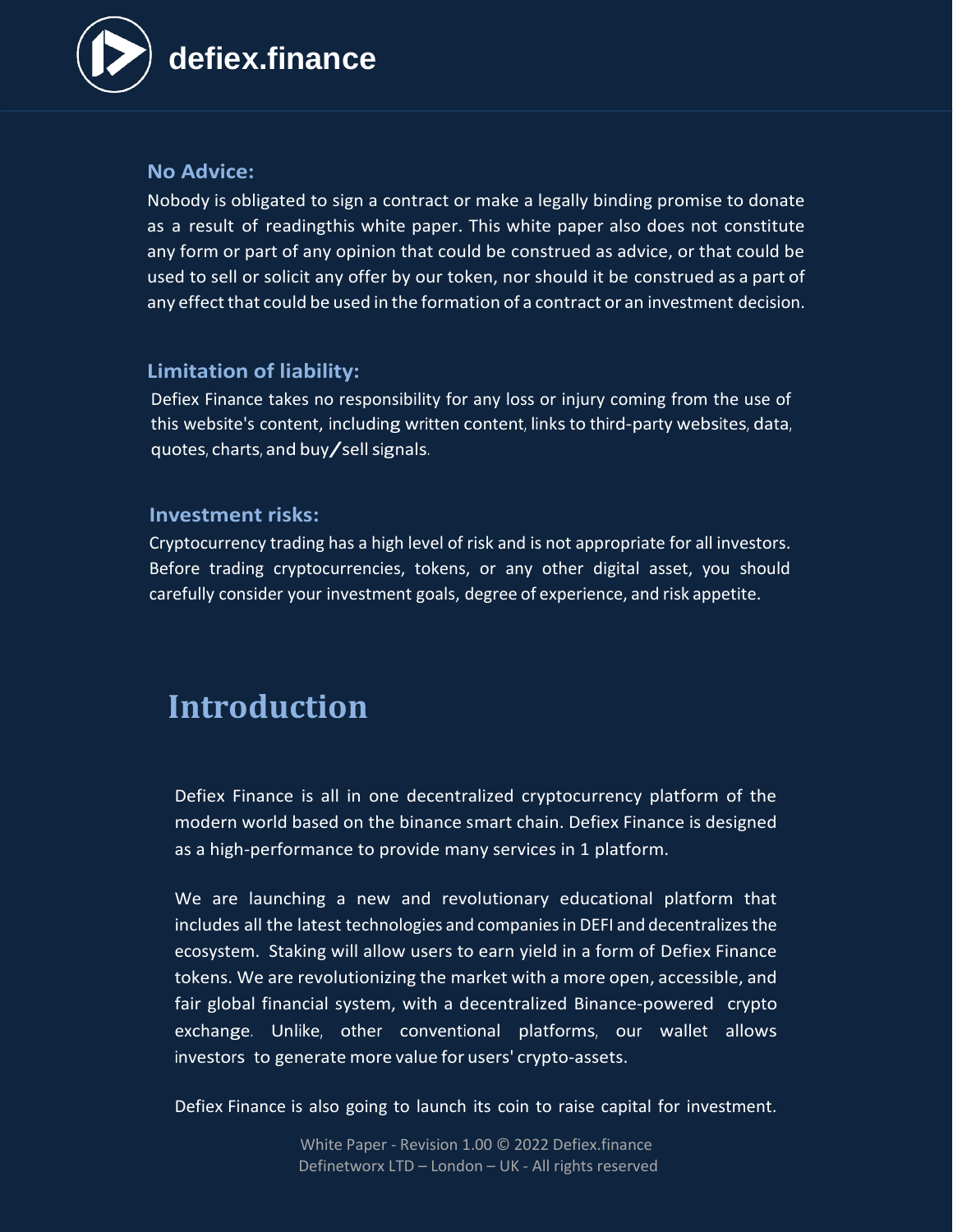### No Advice:

Nobody is obligated to sign a contract or make a legally binding promise to donate as a result of readingthis white paper. This white paper also does not constitute any form or part of any opinion that could be construed as advice, or that could be used to sell or solicit any offer by our token, nor should it be construed as a part of any effect that could be used in the formation of a contract or an investment decision.

### Limitation of liability:

Defiex Finance takes no responsibility for any loss or injury coming from the use of this website's content, including written content, links to third-party websites, data, quotes, charts, and buy/sell signals.

### Investment risks:

Cryptocurrency trading has a high level of risk and is not appropriate for all investors. Before trading cryptocurrencies, tokens, or any other digital asset, you should carefully consider your investment goals, degree of experience, and risk appetite.

# Introduction

Defiex Finance is all in one decentralized cryptocurrency platform of the modern world based on the binance smart chain. Defiex Finance is designed as a high-performance to provide many services in 1 platform.

We are launching a new and revolutionary educational platform that includes all the latest technologies and companies in DEFI and decentralizes the ecosystem. Staking will allow users to earn yield in a form of Defiex Finance tokens. We are revolutionizing the market with a more open, accessible, and fair global financial system, with a decentralized Binance-powered crypto exchange. Unlike, other conventional platforms, our wallet allows investors to generate more value for users' crypto-assets.

Defiex Finance is also going to launch its coin to raise capital for investment.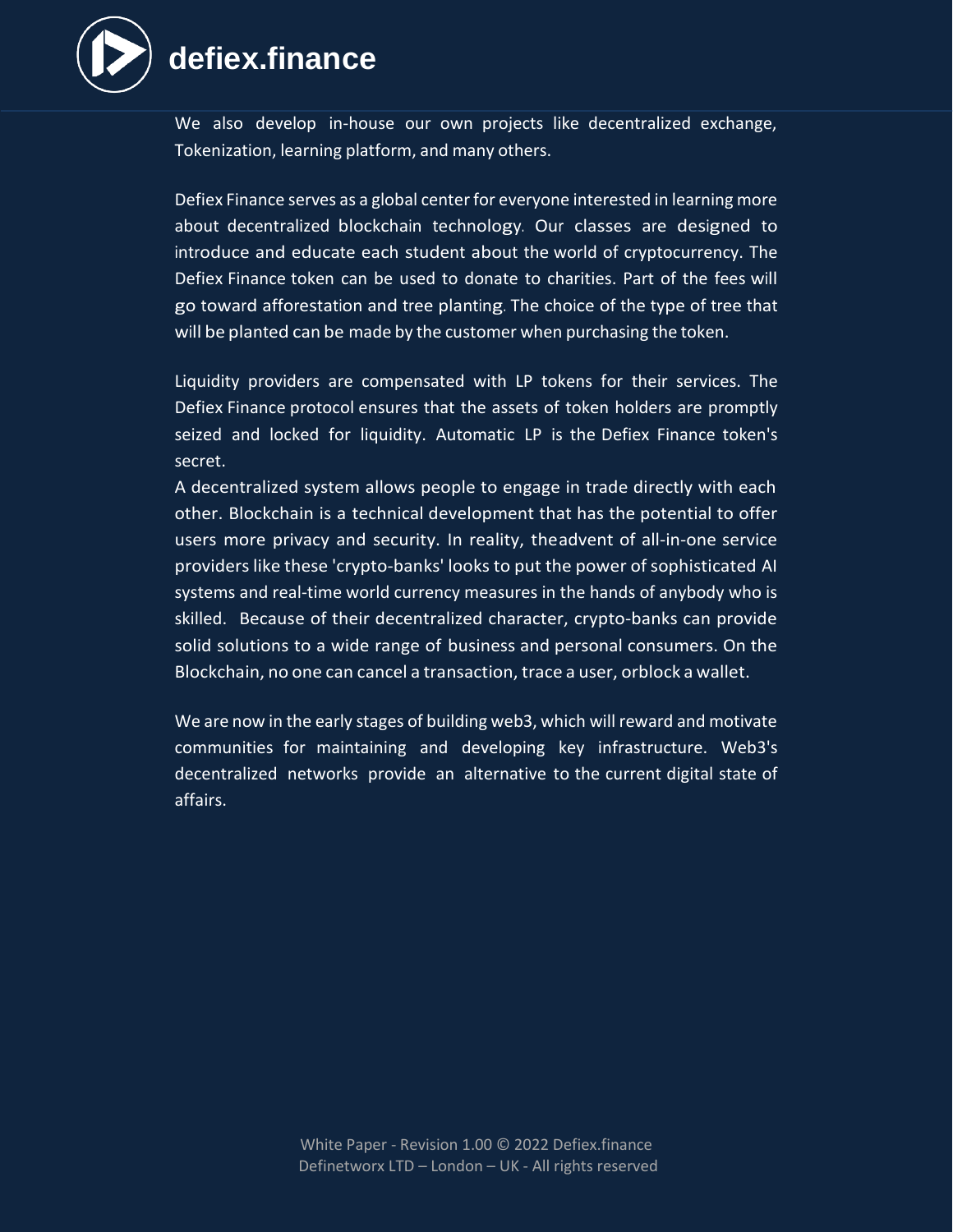We also develop in-house our own projects like decentralized exchange, Tokenization, learning platform, and many others.

Defiex Finance serves as a global center for everyone interested in learning more about decentralized blockchain technology. Our classes are designed to introduce and educate each student about the world of cryptocurrency. The Defiex Finance token can be used to donate to charities. Part of the fees will go toward afforestation and tree planting. The choice of the type of tree that will be planted can be made by the customer when purchasing the token.

Liquidity providers are compensated with LP tokens for their services. The Defiex Finance protocol ensures that the assets of token holders are promptly seized and locked for liquidity. Automatic LP is the Defiex Finance token's secret.

A decentralized system allows people to engage in trade directly with each other. Blockchain is a technical development that has the potential to offer users more privacy and security. In reality, theadvent of all-in-one service providers like these 'crypto-banks' looks to put the power of sophisticated AI systems and real-time world currency measures in the hands of anybody who is skilled. Because of their decentralized character, crypto-banks can provide solid solutions to a wide range of business and personal consumers. On the Blockchain, no one can cancel a transaction, trace a user, orblock a wallet.

We are now in the early stages of building web3, which will reward and motivate communities for maintaining and developing key infrastructure. Web3's decentralized networks provide an alternative to the current digital state of affairs.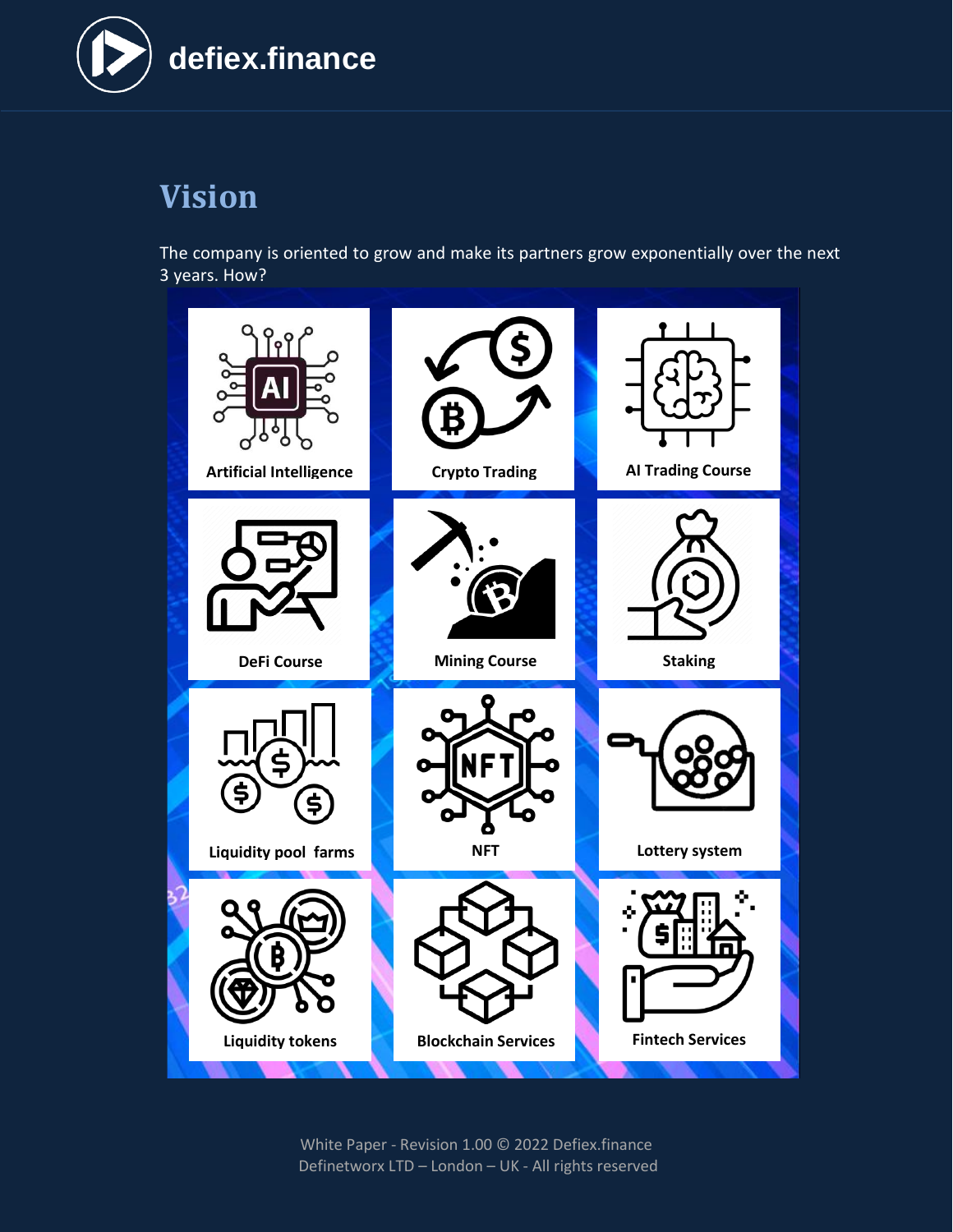# Vision

The company is oriented to grow and make its partners grow exponentially over the next 3 years. How?

Artificial Intelligence

Crypto Trading

AI Trading Course

DeFi Course

Mining Course

Staking

Liquidity pool farms

NFT

Lottery system

Liquidity tokens

Blockchain Services

Fintech Services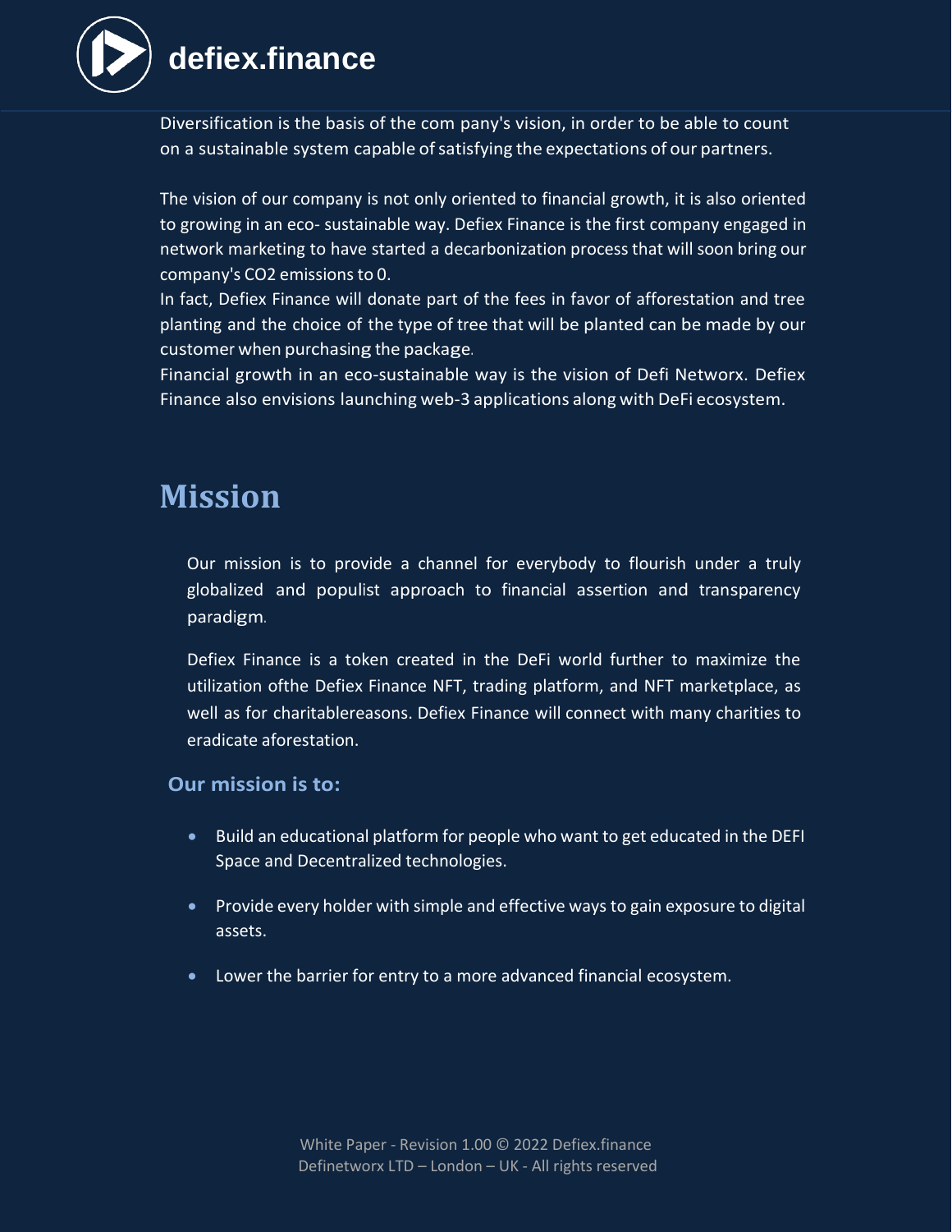Diversification is the basis of the com pany's vision, in order to be able to count on a sustainable system capable of satisfying the expectations of our partners.

The vision of our company is not only oriented to financial growth, it is also oriented to growing in an eco- sustainable way. Defiex Finance is the first company engaged in network marketing to have started a decarbonization process that will soon bring our company's $CO_2$ emissions to 0.
In fact, Defiex Finance will donate part of the fees in favor of afforestation and tree planting and the choice of the type of tree that will be planted can be made by our customer when purchasing the package.
Financial growth in an eco-sustainable way is the vision of Defi Networx. Defiex Finance also envisions launching web-3 applications along with DeFi ecosystem.

# Mission

Our mission is to provide a channel for everybody to flourish under a truly globalized and populist approach to financial assertion and transparency paradigm.

Defiex Finance is a token created in the DeFi world further to maximize the utilization ofthe Defiex Finance NFT, trading platform, and NFT marketplace, as well as for charitablereasons. Defiex Finance will connect with many charities to eradicate aforestation.

### Our mission is to:

- Build an educational platform for people who want to get educated in the DEFI Space and Decentralized technologies.
- Provide every holder with simple and effective ways to gain exposure to digital assets.
- Lower the barrier for entry to a more advanced financial ecosystem.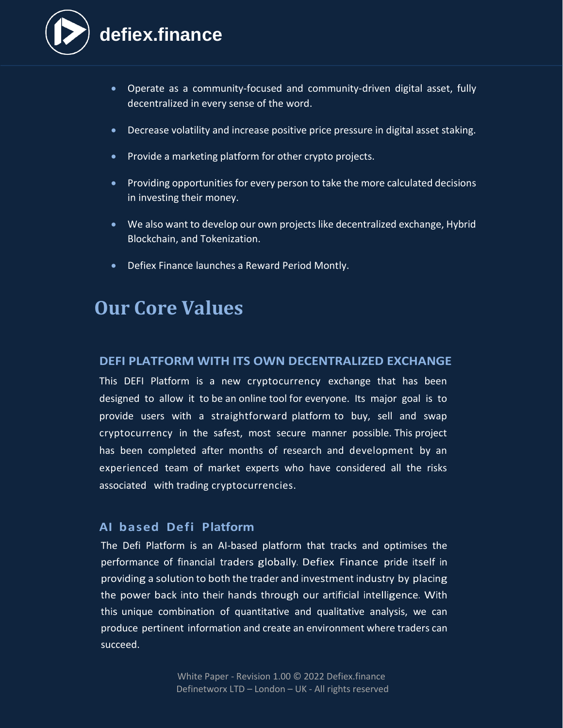- Operate as a community-focused and community-driven digital asset, fully decentralized in every sense of the word.
- Decrease volatility and increase positive price pressure in digital asset staking.
- Provide a marketing platform for other crypto projects.
- Providing opportunities for every person to take the more calculated decisions in investing their money.
- We also want to develop our own projects like decentralized exchange, Hybrid Blockchain, and Tokenization.
- Defiex Finance launches a Reward Period Montly.

# Our Core Values

### DEFI PLATFORM WITH ITS OWN DECENTRALIZED EXCHANGE

This DEFI Platform is a new cryptocurrency exchange that has been designed to allow it to be an online tool for everyone. Its major goal is to provide users with a straightforward platform to buy, sell and swap cryptocurrency in the safest, most secure manner possible. This project has been completed after months of research and development by an experienced team of market experts who have considered all the risks associated with trading cryptocurrencies.

### AI based Defi Platform

The Defi Platform is an AI-based platform that tracks and optimises the performance of financial traders globally. Defiex Finance pride itself in providing a solution to both the trader and investment industry by placing the power back into their hands through our artificial intelligence. With this unique combination of quantitative and qualitative analysis, we can produce pertinent information and create an environment where traders can succeed.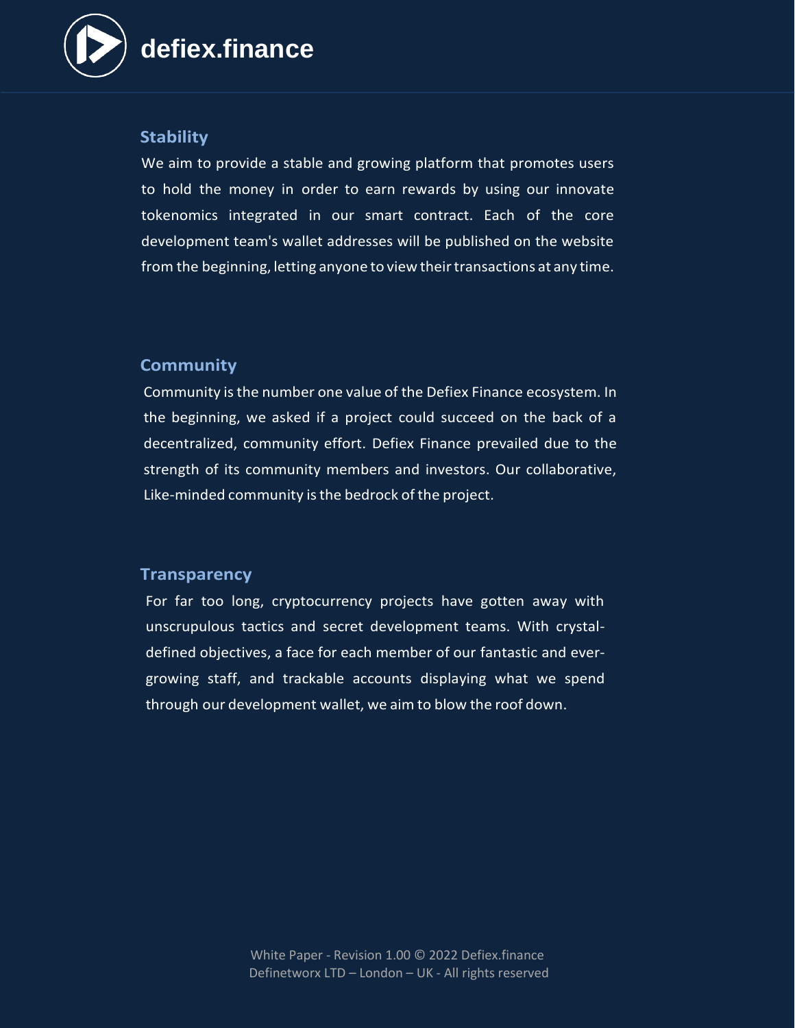## Stability

We aim to provide a stable and growing platform that promotes users to hold the money in order to earn rewards by using our innovate tokenomics integrated in our smart contract. Each of the core development team's wallet addresses will be published on the website from the beginning, letting anyone to view their transactions at any time.

## Community

Community is the number one value of the Defiex Finance ecosystem. In the beginning, we asked if a project could succeed on the back of a decentralized, community effort. Defiex Finance prevailed due to the strength of its community members and investors. Our collaborative, Like-minded community is the bedrock of the project.

## Transparency

For far too long, cryptocurrency projects have gotten away with unscrupulous tactics and secret development teams. With crystal-defined objectives, a face for each member of our fantastic and ever-growing staff, and trackable accounts displaying what we spend through our development wallet, we aim to blow the roof down.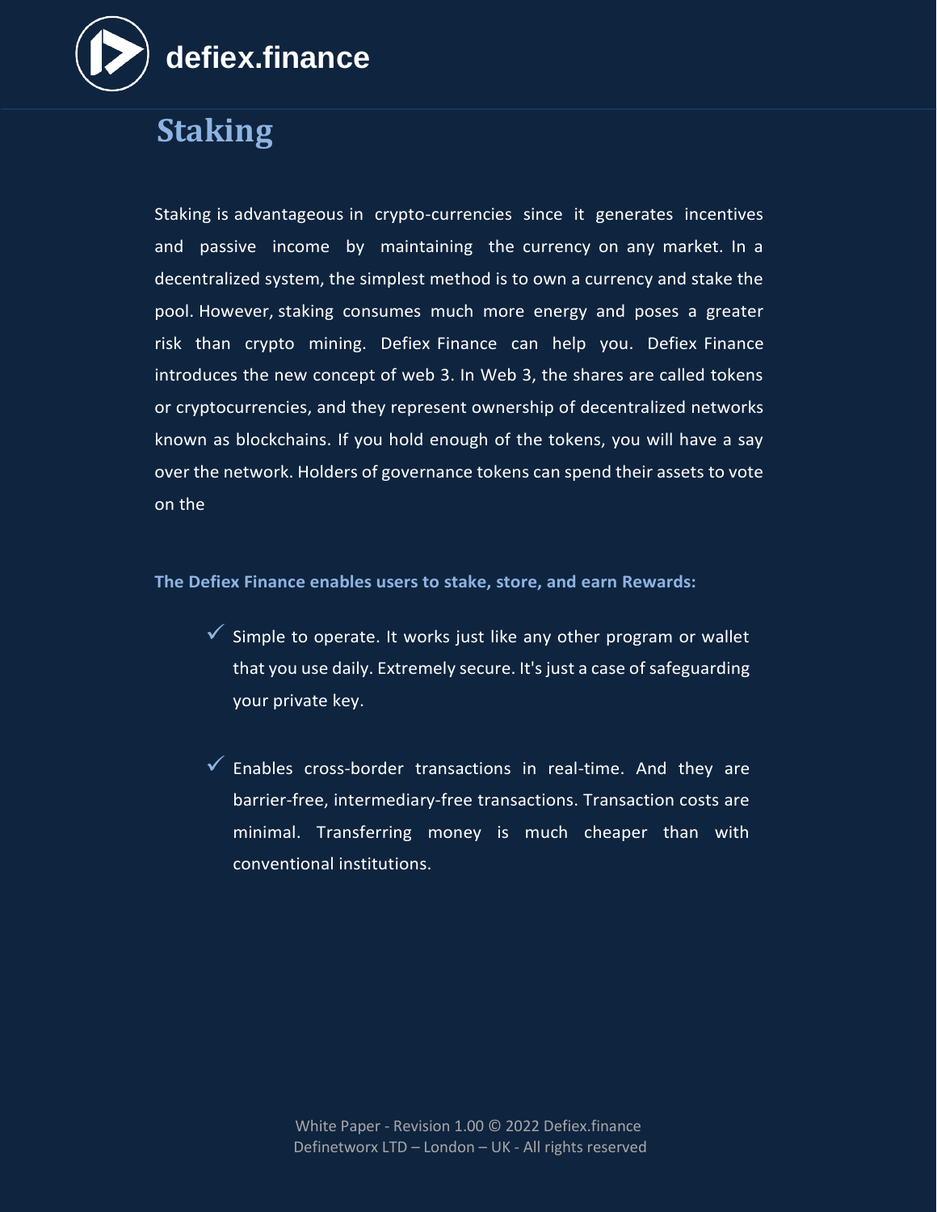## Staking

Staking is advantageous in crypto-currencies since it generates incentives and passive income by maintaining the currency on any market. In a decentralized system, the simplest method is to own a currency and stake the pool. However, staking consumes much more energy and poses a greater risk than crypto mining. Defiex Finance can help you. Defiex Finance introduces the new concept of web 3. In Web 3, the shares are called tokens or cryptocurrencies, and they represent ownership of decentralized networks known as blockchains. If you hold enough of the tokens, you will have a say over the network. Holders of governance tokens can spend their assets to vote on the

**The Defiex Finance enables users to stake, store, and earn Rewards:**

- ✓ Simple to operate. It works just like any other program or wallet that you use daily. Extremely secure. It's just a case of safeguarding your private key.

- ✓ Enables cross-border transactions in real-time. And they are barrier-free, intermediary-free transactions. Transaction costs are minimal. Transferring money is much cheaper than with conventional institutions.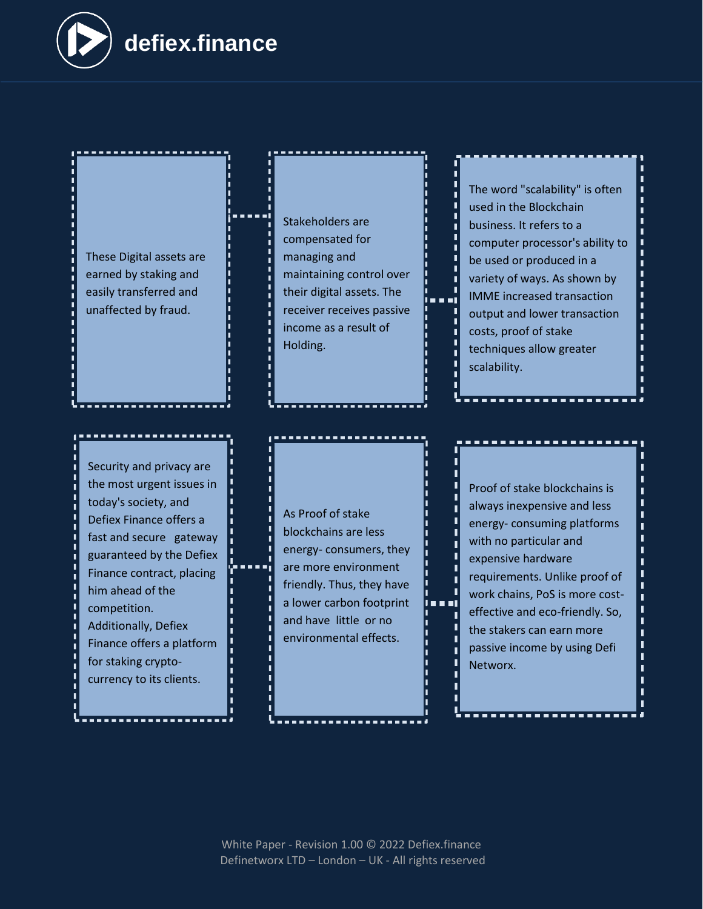These Digital assets are earned by staking and easily transferred and unaffected by fraud.

Stakeholders are compensated for managing and maintaining control over their digital assets. The receiver receives passive income as a result of Holding.

The word "scalability" is often used in the Blockchain business. It refers to a computer processor's ability to be used or produced in a variety of ways. As shown by IMME increased transaction output and lower transaction costs, proof of stake techniques allow greater scalability.

Security and privacy are the most urgent issues in today's society, and Defiex Finance offers a fast and secure gateway guaranteed by the Defiex Finance contract, placing him ahead of the competition. Additionally, Defiex Finance offers a platform for staking crypto-currency to its clients.

As Proof of stake blockchains are less energy- consumers, they are more environment friendly. Thus, they have a lower carbon footprint and have little or no environmental effects.

Proof of stake blockchains is always inexpensive and less energy- consuming platforms with no particular and expensive hardware requirements. Unlike proof of work chains, PoS is more cost-effective and eco-friendly. So, the stakers can earn more passive income by using Defi Networx.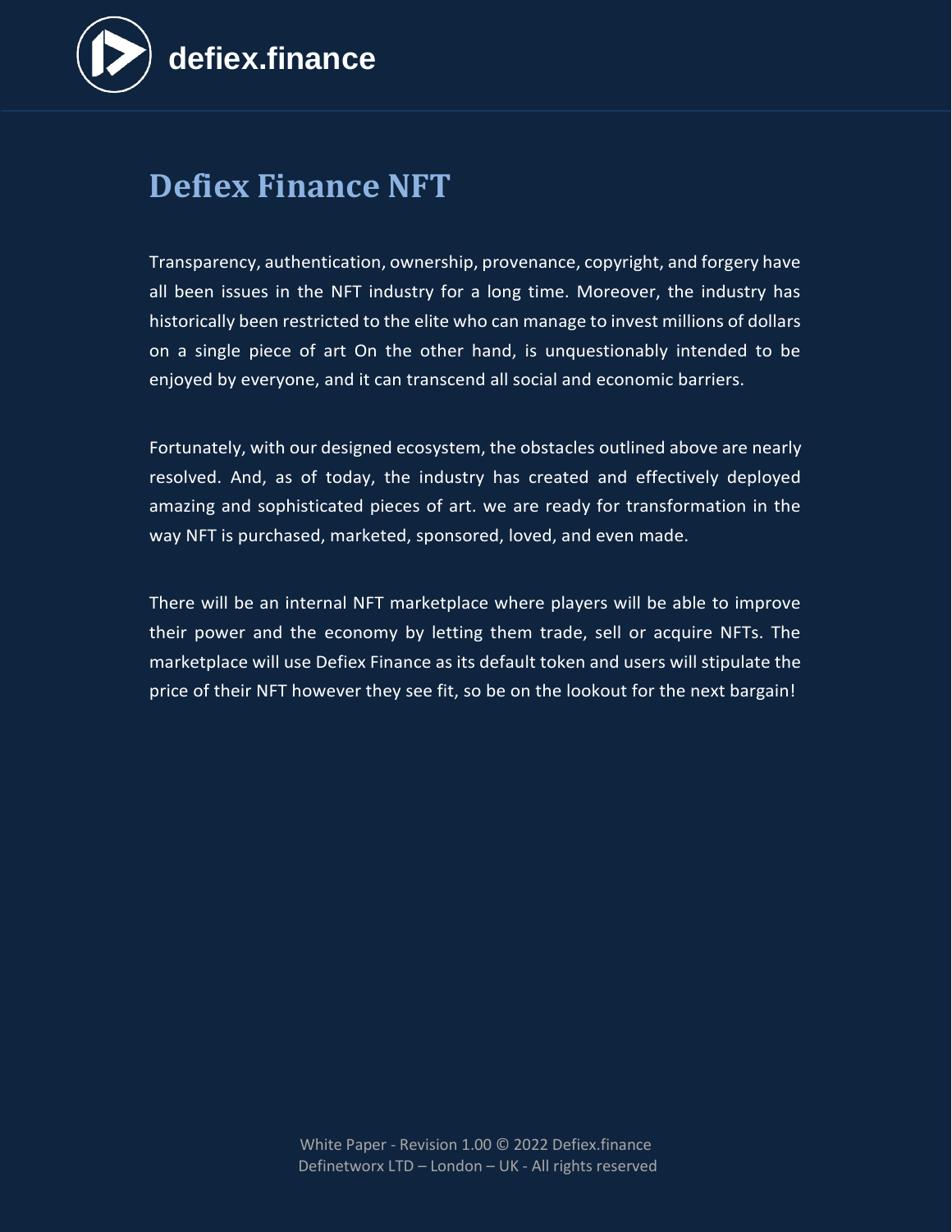# Defiex Finance NFT

Transparency, authentication, ownership, provenance, copyright, and forgery have all been issues in the NFT industry for a long time. Moreover, the industry has historically been restricted to the elite who can manage to invest millions of dollars on a single piece of art On the other hand, is unquestionably intended to be enjoyed by everyone, and it can transcend all social and economic barriers.

Fortunately, with our designed ecosystem, the obstacles outlined above are nearly resolved. And, as of today, the industry has created and effectively deployed amazing and sophisticated pieces of art. we are ready for transformation in the way NFT is purchased, marketed, sponsored, loved, and even made.

There will be an internal NFT marketplace where players will be able to improve their power and the economy by letting them trade, sell or acquire NFTs. The marketplace will use Defiex Finance as its default token and users will stipulate the price of their NFT however they see fit, so be on the lookout for the next bargain!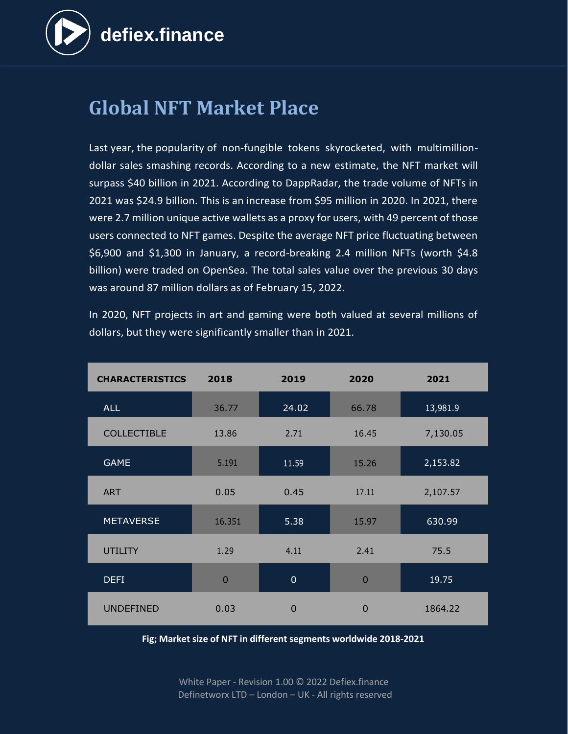# Global NFT Market Place

Last year, the popularity of non-fungible tokens skyrocketed, with multimillion-dollar sales smashing records. According to a new estimate, the NFT market will surpass $40 billion in 2021. According to DappRadar, the trade volume of NFTs in 2021 was $24.9 billion. This is an increase from $95 million in 2020. In 2021, there were 2.7 million unique active wallets as a proxy for users, with 49 percent of those users connected to NFT games. Despite the average NFT price fluctuating between $6,900 and $1,300 in January, a record-breaking 2.4 million NFTs (worth $4.8 billion) were traded on OpenSea. The total sales value over the previous 30 days was around 87 million dollars as of February 15, 2022.

In 2020, NFT projects in art and gaming were both valued at several millions of dollars, but they were significantly smaller than in 2021.

| CHARACTERISTICS | 2018 | 2019 | 2020 | 2021 |
|---|---|---|---|---|
| ALL | 36.77 | 24.02 | 66.78 | 13,981.9 |
| COLLECTIBLE | 13.86 | 2.71 | 16.45 | 7,130.05 |
| GAME | 5.191 | 11.59 | 15.26 | 2,153.82 |
| ART | 0.05 | 0.45 | 17.11 | 2,107.57 |
| METAVERSE | 16.351 | 5.38 | 15.97 | 630.99 |
| UTILITY | 1.29 | 4.11 | 2.41 | 75.5 |
| DEFI | 0 | 0 | 0 | 19.75 |
| UNDEFINED | 0.03 | 0 | 0 | 1864.22 |

**Fig; Market size of NFT in different segments worldwide 2018-2021**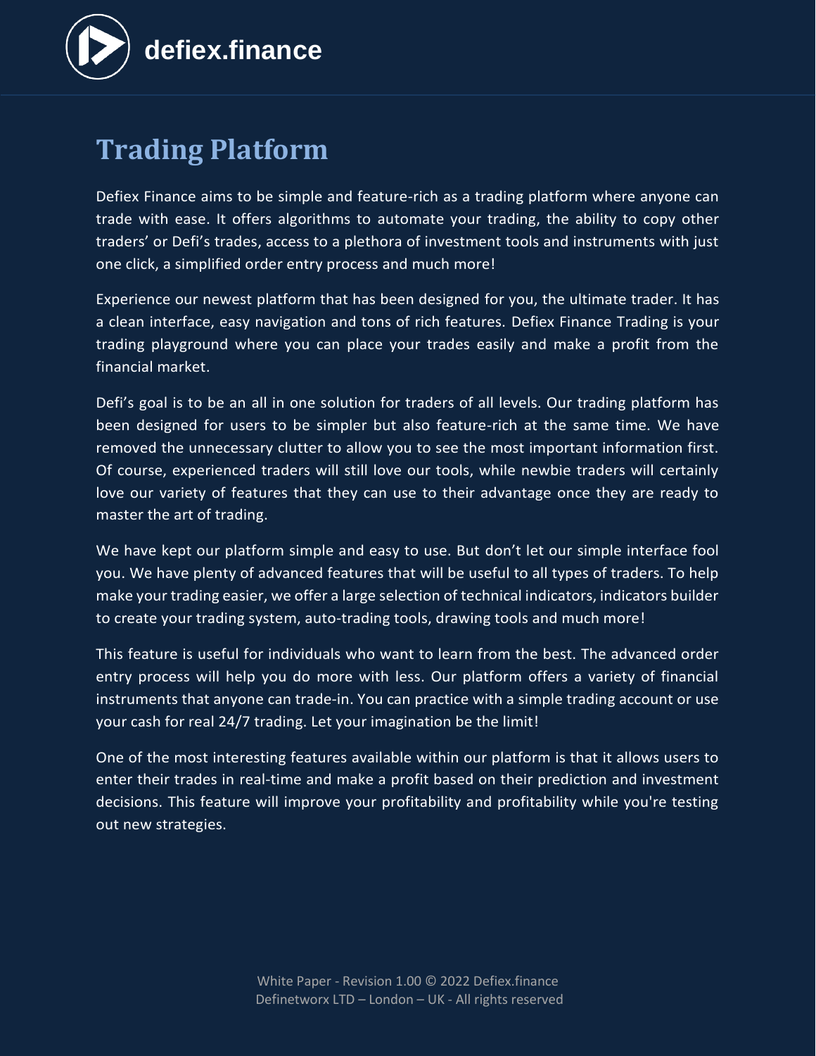# Trading Platform

Defiex Finance aims to be simple and feature-rich as a trading platform where anyone can trade with ease. It offers algorithms to automate your trading, the ability to copy other traders' or Defi's trades, access to a plethora of investment tools and instruments with just one click, a simplified order entry process and much more!

Experience our newest platform that has been designed for you, the ultimate trader. It has a clean interface, easy navigation and tons of rich features. Defiex Finance Trading is your trading playground where you can place your trades easily and make a profit from the financial market.

Defi's goal is to be an all in one solution for traders of all levels. Our trading platform has been designed for users to be simpler but also feature-rich at the same time. We have removed the unnecessary clutter to allow you to see the most important information first. Of course, experienced traders will still love our tools, while newbie traders will certainly love our variety of features that they can use to their advantage once they are ready to master the art of trading.

We have kept our platform simple and easy to use. But don't let our simple interface fool you. We have plenty of advanced features that will be useful to all types of traders. To help make your trading easier, we offer a large selection of technical indicators, indicators builder to create your trading system, auto-trading tools, drawing tools and much more!

This feature is useful for individuals who want to learn from the best. The advanced order entry process will help you do more with less. Our platform offers a variety of financial instruments that anyone can trade-in. You can practice with a simple trading account or use your cash for real 24/7 trading. Let your imagination be the limit!

One of the most interesting features available within our platform is that it allows users to enter their trades in real-time and make a profit based on their prediction and investment decisions. This feature will improve your profitability and profitability while you're testing out new strategies.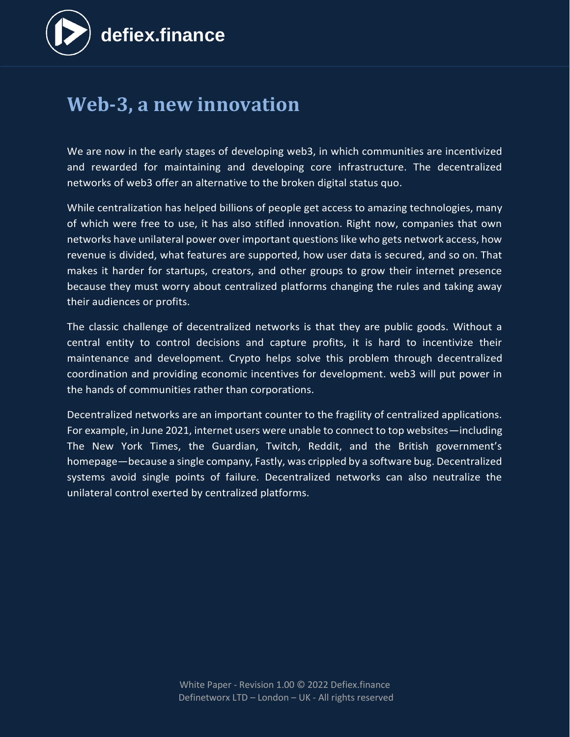## Web-3, a new innovation

We are now in the early stages of developing web3, in which communities are incentivized and rewarded for maintaining and developing core infrastructure. The decentralized networks of web3 offer an alternative to the broken digital status quo.

While centralization has helped billions of people get access to amazing technologies, many of which were free to use, it has also stifled innovation. Right now, companies that own networks have unilateral power over important questions like who gets network access, how revenue is divided, what features are supported, how user data is secured, and so on. That makes it harder for startups, creators, and other groups to grow their internet presence because they must worry about centralized platforms changing the rules and taking away their audiences or profits.

The classic challenge of decentralized networks is that they are public goods. Without a central entity to control decisions and capture profits, it is hard to incentivize their maintenance and development. Crypto helps solve this problem through decentralized coordination and providing economic incentives for development. web3 will put power in the hands of communities rather than corporations.

Decentralized networks are an important counter to the fragility of centralized applications. For example, in June 2021, internet users were unable to connect to top websites—including The New York Times, the Guardian, Twitch, Reddit, and the British government's homepage—because a single company, Fastly, was crippled by a software bug. Decentralized systems avoid single points of failure. Decentralized networks can also neutralize the unilateral control exerted by centralized platforms.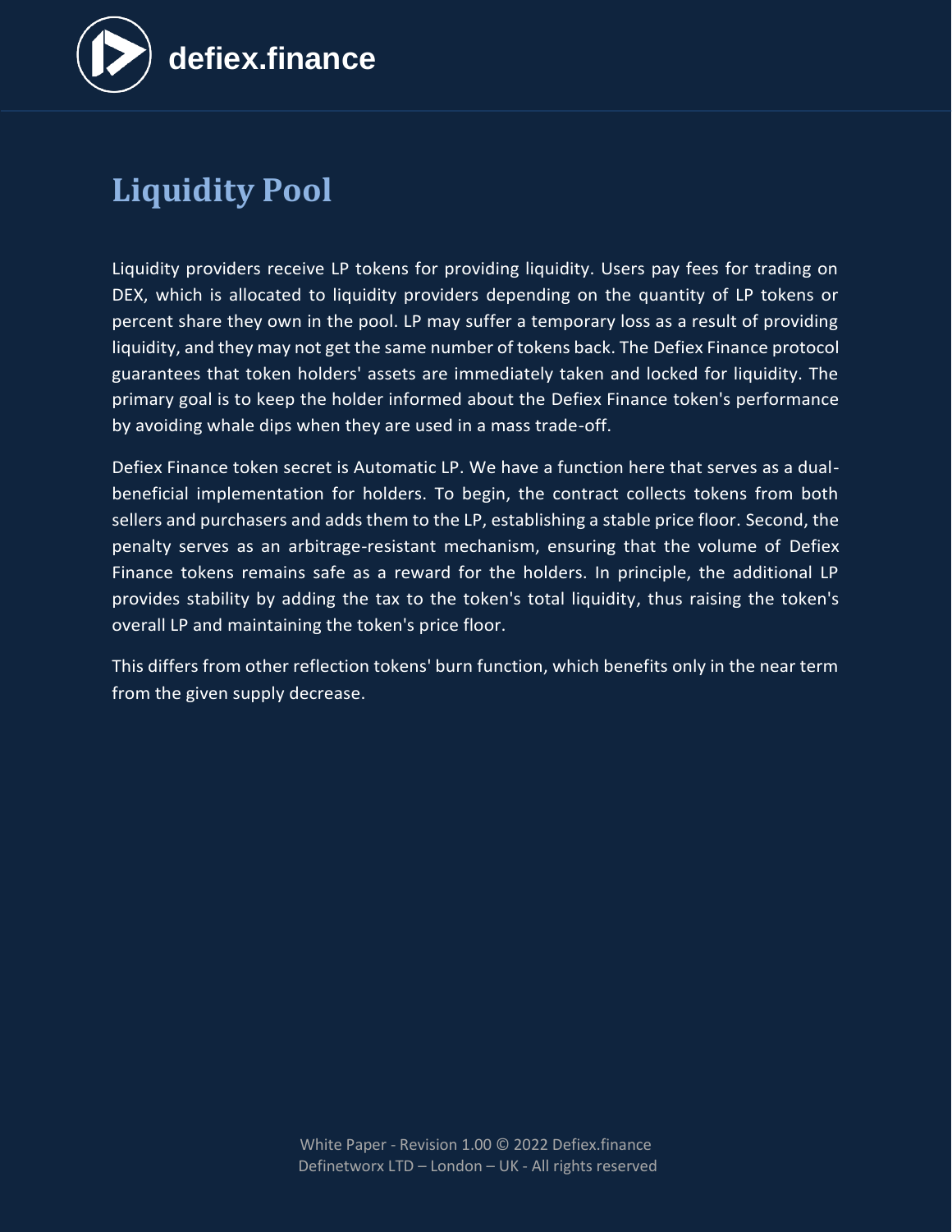# Liquidity Pool

Liquidity providers receive LP tokens for providing liquidity. Users pay fees for trading on DEX, which is allocated to liquidity providers depending on the quantity of LP tokens or percent share they own in the pool. LP may suffer a temporary loss as a result of providing liquidity, and they may not get the same number of tokens back. The Defiex Finance protocol guarantees that token holders' assets are immediately taken and locked for liquidity. The primary goal is to keep the holder informed about the Defiex Finance token's performance by avoiding whale dips when they are used in a mass trade-off.

Defiex Finance token secret is Automatic LP. We have a function here that serves as a dual-beneficial implementation for holders. To begin, the contract collects tokens from both sellers and purchasers and adds them to the LP, establishing a stable price floor. Second, the penalty serves as an arbitrage-resistant mechanism, ensuring that the volume of Defiex Finance tokens remains safe as a reward for the holders. In principle, the additional LP provides stability by adding the tax to the token's total liquidity, thus raising the token's overall LP and maintaining the token's price floor.

This differs from other reflection tokens' burn function, which benefits only in the near term from the given supply decrease.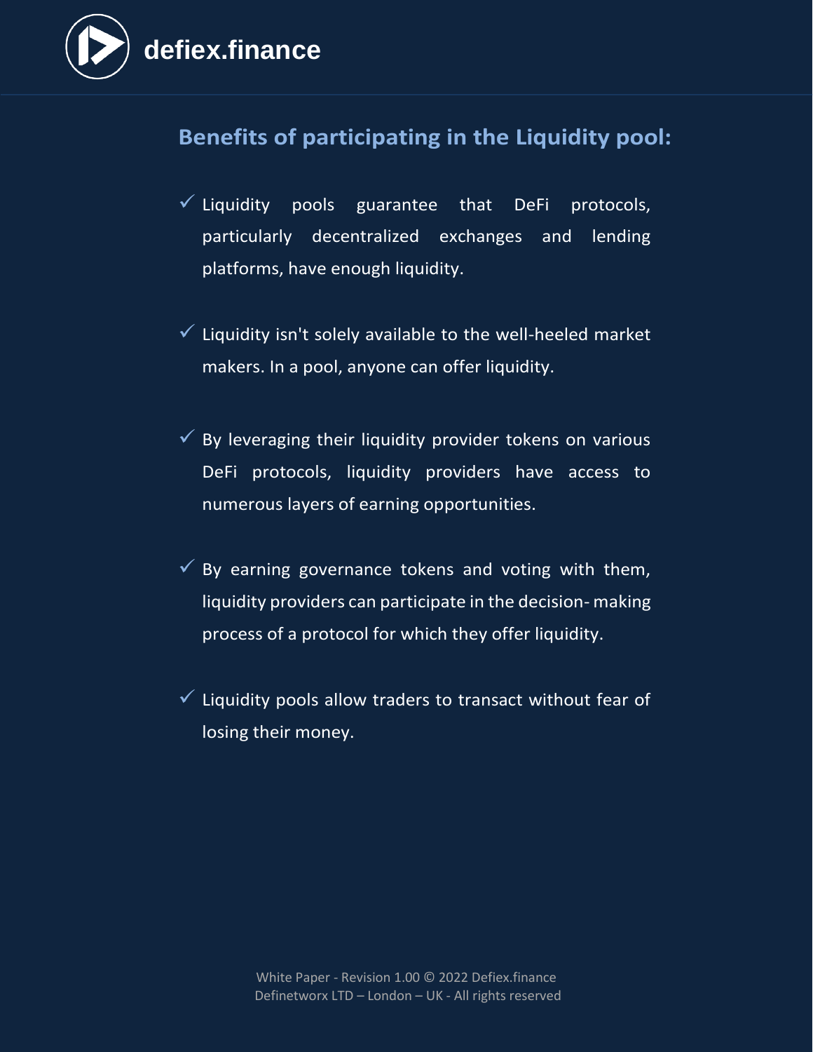## Benefits of participating in the Liquidity pool:

- ✓ Liquidity pools guarantee that DeFi protocols, particularly decentralized exchanges and lending platforms, have enough liquidity.
- ✓ Liquidity isn't solely available to the well-heeled market makers. In a pool, anyone can offer liquidity.
- ✓ By leveraging their liquidity provider tokens on various DeFi protocols, liquidity providers have access to numerous layers of earning opportunities.
- ✓ By earning governance tokens and voting with them, liquidity providers can participate in the decision- making process of a protocol for which they offer liquidity.
- ✓ Liquidity pools allow traders to transact without fear of losing their money.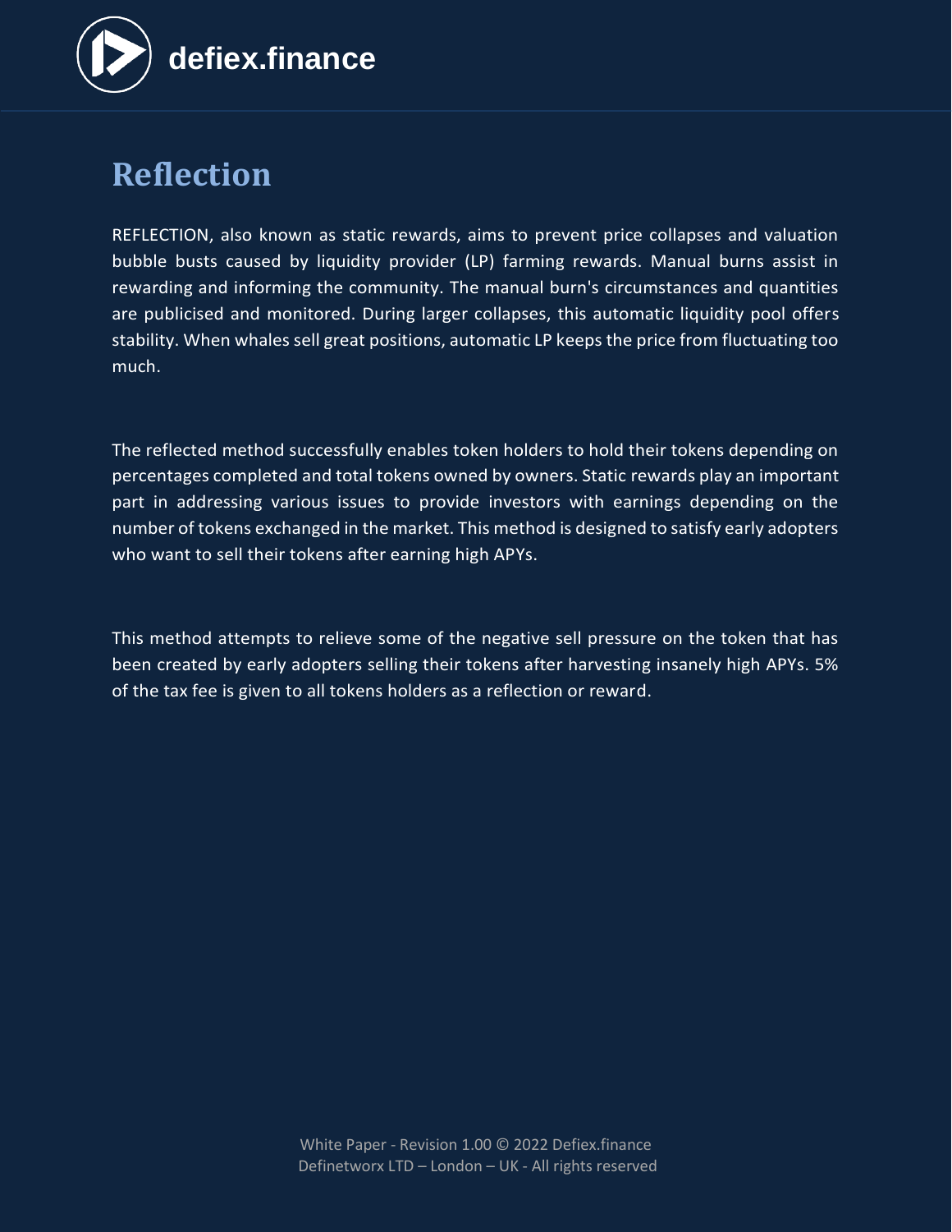# Reflection

REFLECTION, also known as static rewards, aims to prevent price collapses and valuation bubble busts caused by liquidity provider (LP) farming rewards. Manual burns assist in rewarding and informing the community. The manual burn's circumstances and quantities are publicised and monitored. During larger collapses, this automatic liquidity pool offers stability. When whales sell great positions, automatic LP keeps the price from fluctuating too much.

The reflected method successfully enables token holders to hold their tokens depending on percentages completed and total tokens owned by owners. Static rewards play an important part in addressing various issues to provide investors with earnings depending on the number of tokens exchanged in the market. This method is designed to satisfy early adopters who want to sell their tokens after earning high APYs.

This method attempts to relieve some of the negative sell pressure on the token that has been created by early adopters selling their tokens after harvesting insanely high APYs. 5% of the tax fee is given to all tokens holders as a reflection or reward.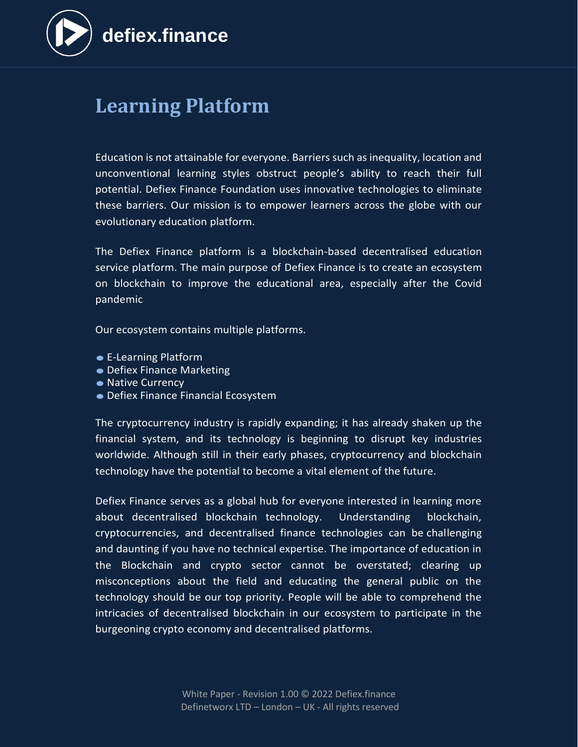# Learning Platform

Education is not attainable for everyone. Barriers such as inequality, location and unconventional learning styles obstruct people's ability to reach their full potential. Defiex Finance Foundation uses innovative technologies to eliminate these barriers. Our mission is to empower learners across the globe with our evolutionary education platform.

The Defiex Finance platform is a blockchain-based decentralised education service platform. The main purpose of Defiex Finance is to create an ecosystem on blockchain to improve the educational area, especially after the Covid pandemic

Our ecosystem contains multiple platforms.

- E-Learning Platform
- Defiex Finance Marketing
- Native Currency
- Defiex Finance Financial Ecosystem

The cryptocurrency industry is rapidly expanding; it has already shaken up the financial system, and its technology is beginning to disrupt key industries worldwide. Although still in their early phases, cryptocurrency and blockchain technology have the potential to become a vital element of the future.

Defiex Finance serves as a global hub for everyone interested in learning more about decentralised blockchain technology. Understanding blockchain, cryptocurrencies, and decentralised finance technologies can be challenging and daunting if you have no technical expertise. The importance of education in the Blockchain and crypto sector cannot be overstated; clearing up misconceptions about the field and educating the general public on the technology should be our top priority. People will be able to comprehend the intricacies of decentralised blockchain in our ecosystem to participate in the burgeoning crypto economy and decentralised platforms.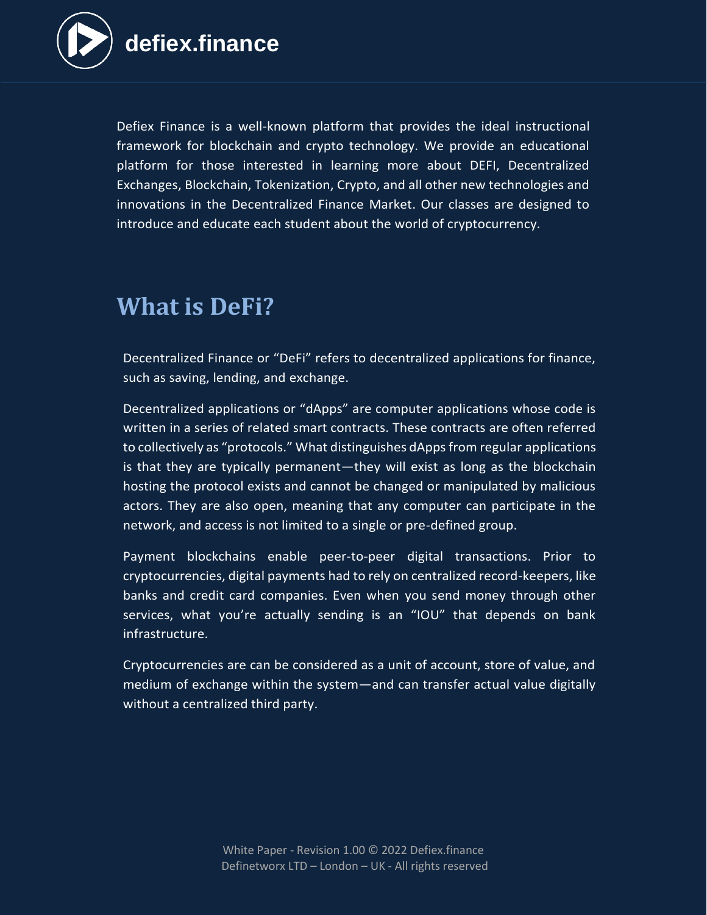Defiex Finance is a well-known platform that provides the ideal instructional framework for blockchain and crypto technology. We provide an educational platform for those interested in learning more about DEFI, Decentralized Exchanges, Blockchain, Tokenization, Crypto, and all other new technologies and innovations in the Decentralized Finance Market. Our classes are designed to introduce and educate each student about the world of cryptocurrency.

## What is DeFi?

Decentralized Finance or "DeFi" refers to decentralized applications for finance, such as saving, lending, and exchange.

Decentralized applications or "dApps" are computer applications whose code is written in a series of related smart contracts. These contracts are often referred to collectively as "protocols." What distinguishes dApps from regular applications is that they are typically permanent—they will exist as long as the blockchain hosting the protocol exists and cannot be changed or manipulated by malicious actors. They are also open, meaning that any computer can participate in the network, and access is not limited to a single or pre-defined group.

Payment blockchains enable peer-to-peer digital transactions. Prior to cryptocurrencies, digital payments had to rely on centralized record-keepers, like banks and credit card companies. Even when you send money through other services, what you're actually sending is an "IOU" that depends on bank infrastructure.

Cryptocurrencies are can be considered as a unit of account, store of value, and medium of exchange within the system—and can transfer actual value digitally without a centralized third party.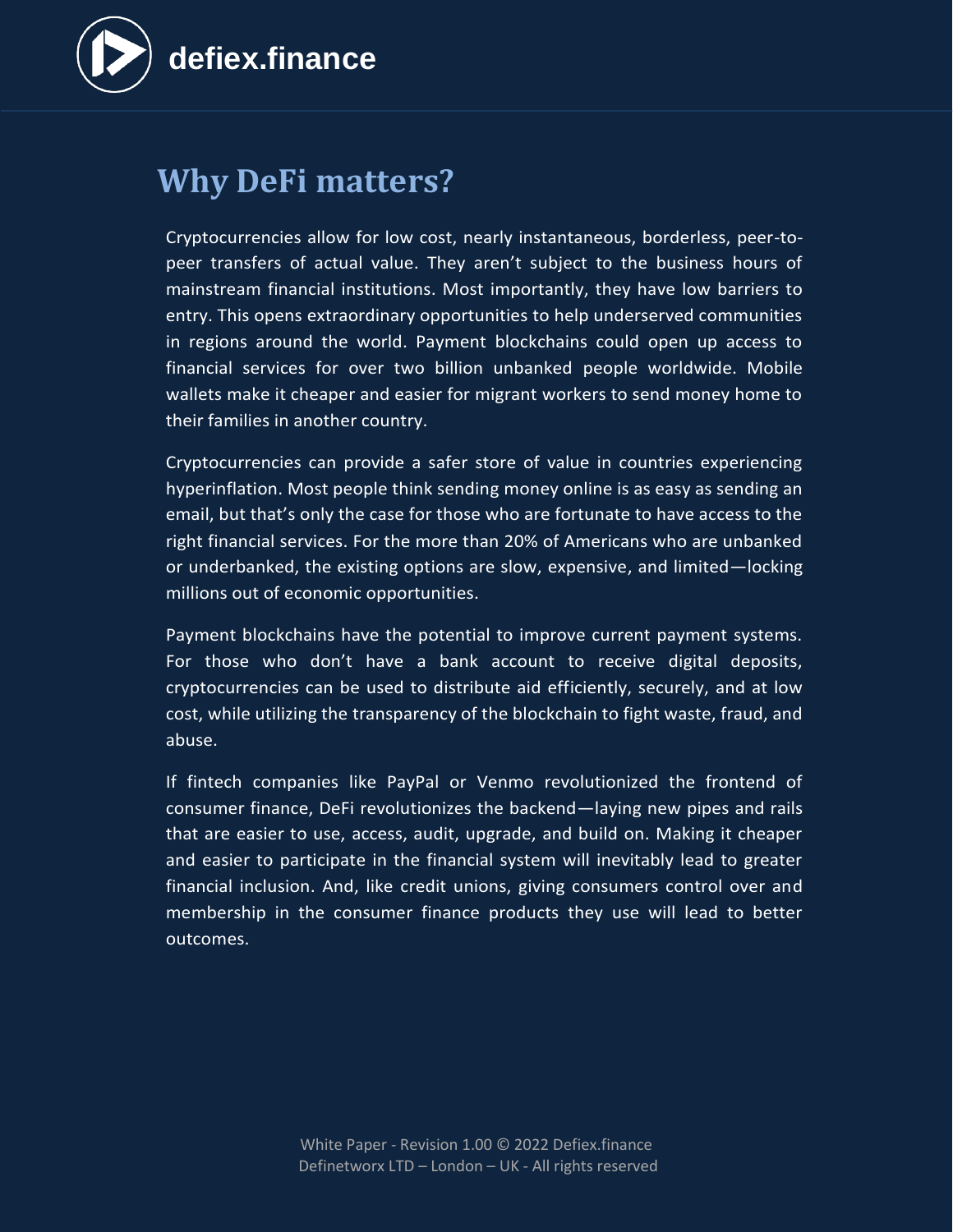## Why DeFi matters?

Cryptocurrencies allow for low cost, nearly instantaneous, borderless, peer-to-peer transfers of actual value. They aren't subject to the business hours of mainstream financial institutions. Most importantly, they have low barriers to entry. This opens extraordinary opportunities to help underserved communities in regions around the world. Payment blockchains could open up access to financial services for over two billion unbanked people worldwide. Mobile wallets make it cheaper and easier for migrant workers to send money home to their families in another country.

Cryptocurrencies can provide a safer store of value in countries experiencing hyperinflation. Most people think sending money online is as easy as sending an email, but that's only the case for those who are fortunate to have access to the right financial services. For the more than 20% of Americans who are unbanked or underbanked, the existing options are slow, expensive, and limited—locking millions out of economic opportunities.

Payment blockchains have the potential to improve current payment systems. For those who don't have a bank account to receive digital deposits, cryptocurrencies can be used to distribute aid efficiently, securely, and at low cost, while utilizing the transparency of the blockchain to fight waste, fraud, and abuse.

If fintech companies like PayPal or Venmo revolutionized the frontend of consumer finance, DeFi revolutionizes the backend—laying new pipes and rails that are easier to use, access, audit, upgrade, and build on. Making it cheaper and easier to participate in the financial system will inevitably lead to greater financial inclusion. And, like credit unions, giving consumers control over and membership in the consumer finance products they use will lead to better outcomes.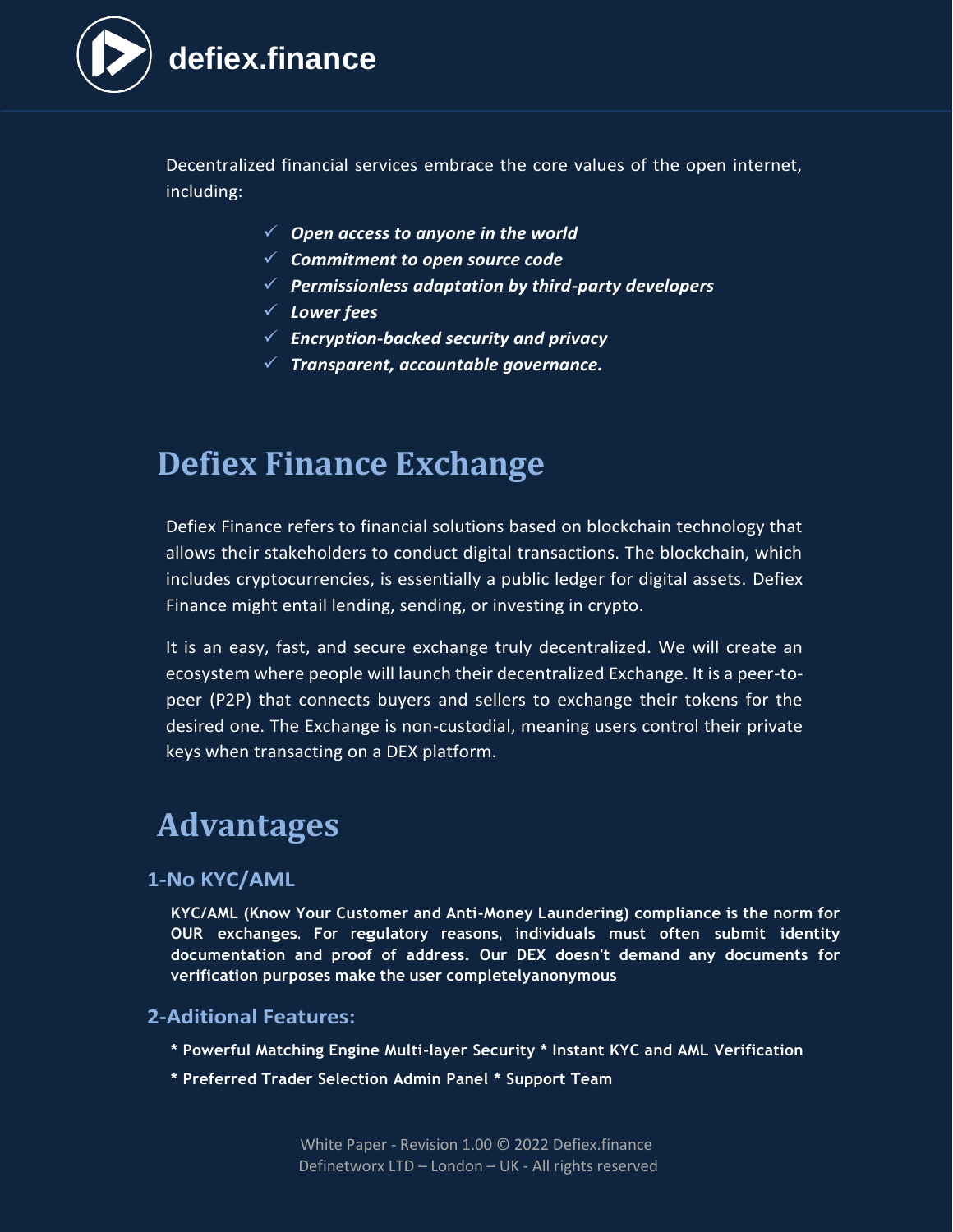Decentralized financial services embrace the core values of the open internet, including:

- ✓ ***Open access to anyone in the world***
- ✓ ***Commitment to open source code***
- ✓ ***Permissionless adaptation by third-party developers***
- ✓ ***Lower fees***
- ✓ ***Encryption-backed security and privacy***
- ✓ ***Transparent, accountable governance.***

# Defiex Finance Exchange

Defiex Finance refers to financial solutions based on blockchain technology that allows their stakeholders to conduct digital transactions. The blockchain, which includes cryptocurrencies, is essentially a public ledger for digital assets. Defiex Finance might entail lending, sending, or investing in crypto.

It is an easy, fast, and secure exchange truly decentralized. We will create an ecosystem where people will launch their decentralized Exchange. It is a peer-to-peer (P2P) that connects buyers and sellers to exchange their tokens for the desired one. The Exchange is non-custodial, meaning users control their private keys when transacting on a DEX platform.

# Advantages

## 1-No KYC/AML

**KYC/AML (Know Your Customer and Anti-Money Laundering) compliance is the norm for OUR exchanges. For regulatory reasons, individuals must often submit identity documentation and proof of address. Our DEX doesn't demand any documents for verification purposes make the user completelyanonymous**

## 2-Aditional Features:

**\* Powerful Matching Engine Multi-layer Security \* Instant KYC and AML Verification**

**\* Preferred Trader Selection Admin Panel \* Support Team**

White Paper - Revision 1.00 © 2022 Defiex.finance
Definetworx LTD – London – UK - All rights reserved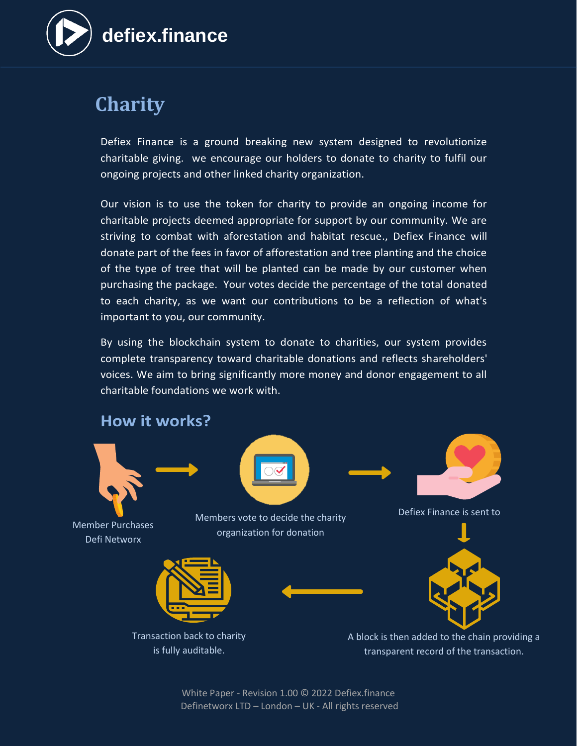# Charity

Defiex Finance is a ground breaking new system designed to revolutionize charitable giving. we encourage our holders to donate to charity to fulfil our ongoing projects and other linked charity organization.

Our vision is to use the token for charity to provide an ongoing income for charitable projects deemed appropriate for support by our community. We are striving to combat with aforestation and habitat rescue., Defiex Finance will donate part of the fees in favor of afforestation and tree planting and the choice of the type of tree that will be planted can be made by our customer when purchasing the package. Your votes decide the percentage of the total donated to each charity, as we want our contributions to be a reflection of what's important to you, our community.

By using the blockchain system to donate to charities, our system provides complete transparency toward charitable donations and reflects shareholders' voices. We aim to bring significantly more money and donor engagement to all charitable foundations we work with.

## How it works?

Member Purchases Defi Networx

Members vote to decide the charity organization for donation

Defiex Finance is sent to

A block is then added to the chain providing a transparent record of the transaction.

Transaction back to charity is fully auditable.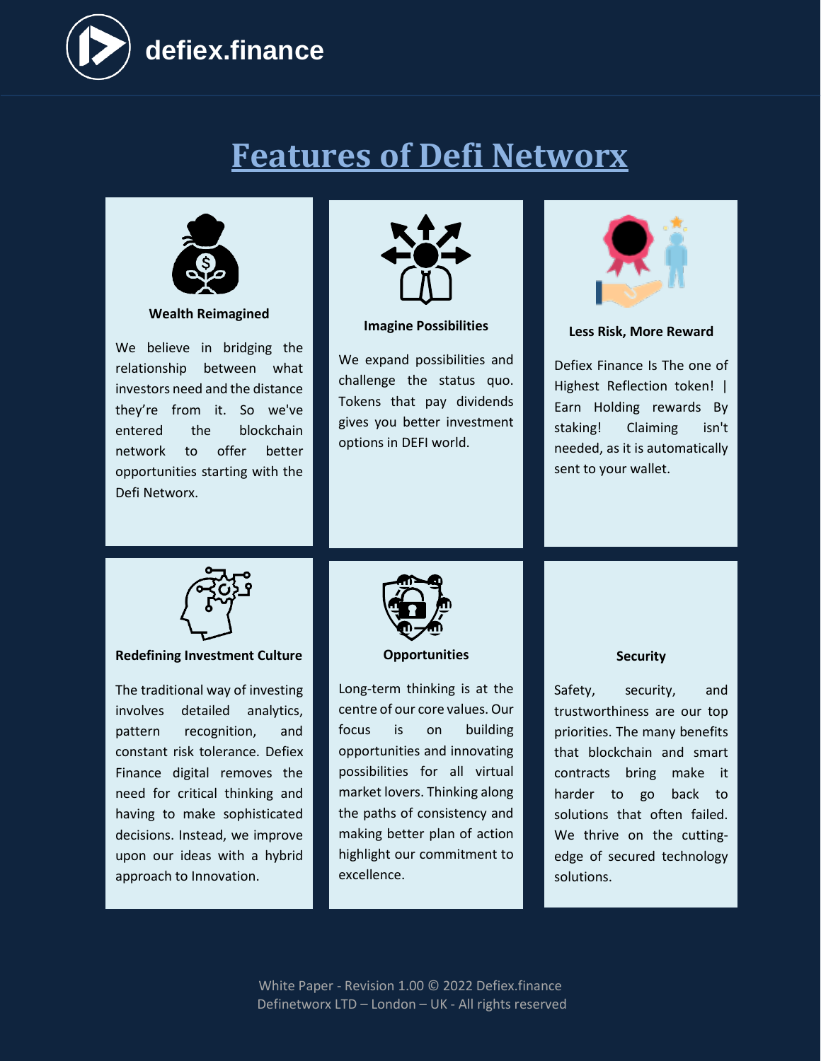# Features of Defi Networx

### Wealth Reimagined

We believe in bridging the relationship between what investors need and the distance they're from it. So we've entered the blockchain network to offer better opportunities starting with the Defi Networx.

### Imagine Possibilities

We expand possibilities and challenge the status quo. Tokens that pay dividends gives you better investment options in DEFI world.

### Less Risk, More Reward

Defiex Finance Is The one of Highest Reflection token! | Earn Holding rewards By staking! Claiming isn't needed, as it is automatically sent to your wallet.

### Redefining Investment Culture

The traditional way of investing involves detailed analytics, pattern recognition, and constant risk tolerance. Defiex Finance digital removes the need for critical thinking and having to make sophisticated decisions. Instead, we improve upon our ideas with a hybrid approach to Innovation.

### Opportunities

Long-term thinking is at the centre of our core values. Our focus is on building opportunities and innovating possibilities for all virtual market lovers. Thinking along the paths of consistency and making better plan of action highlight our commitment to excellence.

### Security

Safety, security, and trustworthiness are our top priorities. The many benefits that blockchain and smart contracts bring make it harder to go back to solutions that often failed. We thrive on the cutting-edge of secured technology solutions.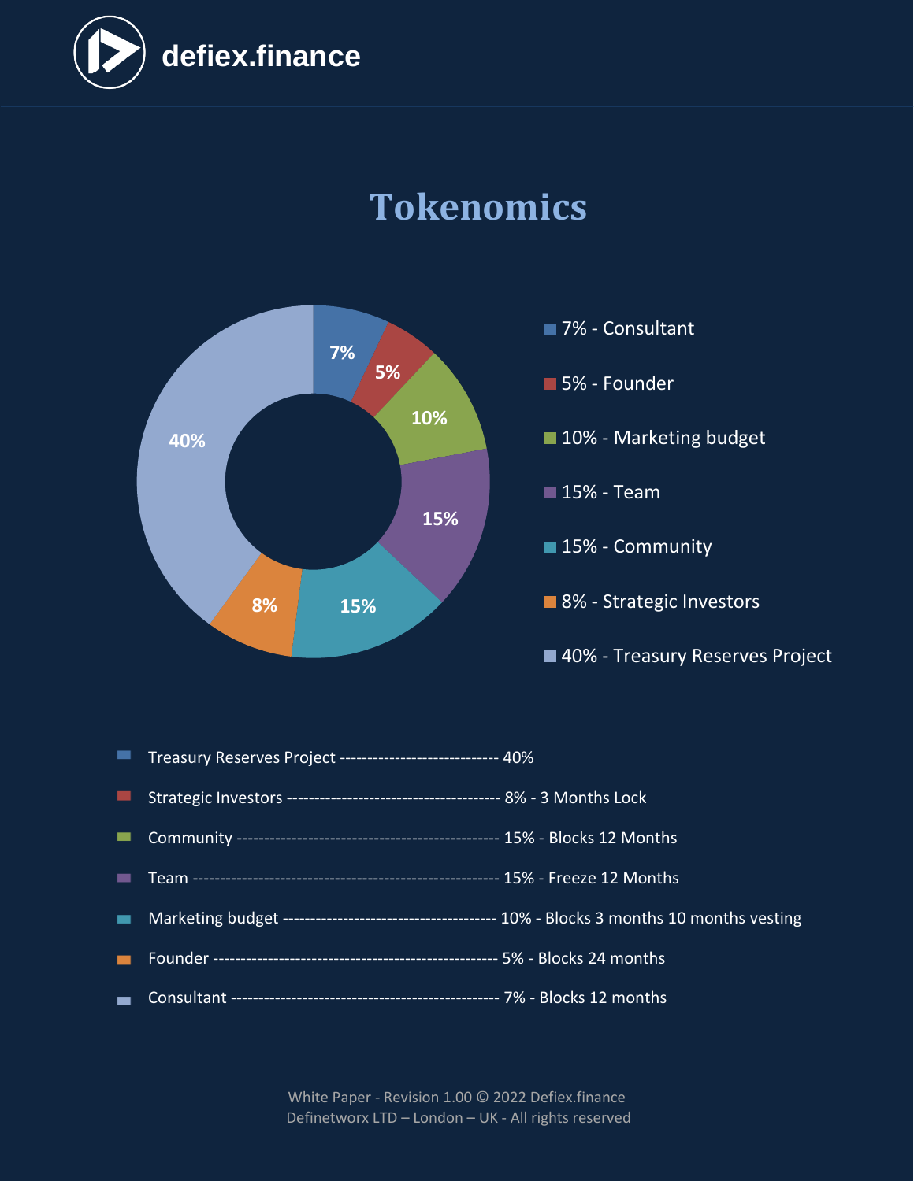# Tokenomics

7%
5%
10%
15%
15%
8%
40%

7% - Consultant

5% - Founder

10% - Marketing budget

15% - Team

15% - Community

8% - Strategic Investors

40% - Treasury Reserves Project

- Treasury Reserves Project ----------------------------- 40%
- Strategic Investors -------------------------------------- 8% - 3 Months Lock
- Community ---------------------------------------------- 15% - Blocks 12 Months
- Team ------------------------------------------------------ 15% - Freeze 12 Months
- Marketing budget -------------------------------------- 10% - Blocks 3 months 10 months vesting
- Founder --------------------------------------------------- 5% - Blocks 24 months
- Consultant ----------------------------------------------- 7% - Blocks 12 months

White Paper - Revision 1.00 © 2022 Defiex.finance
Definetworx LTD – London – UK - All rights reserved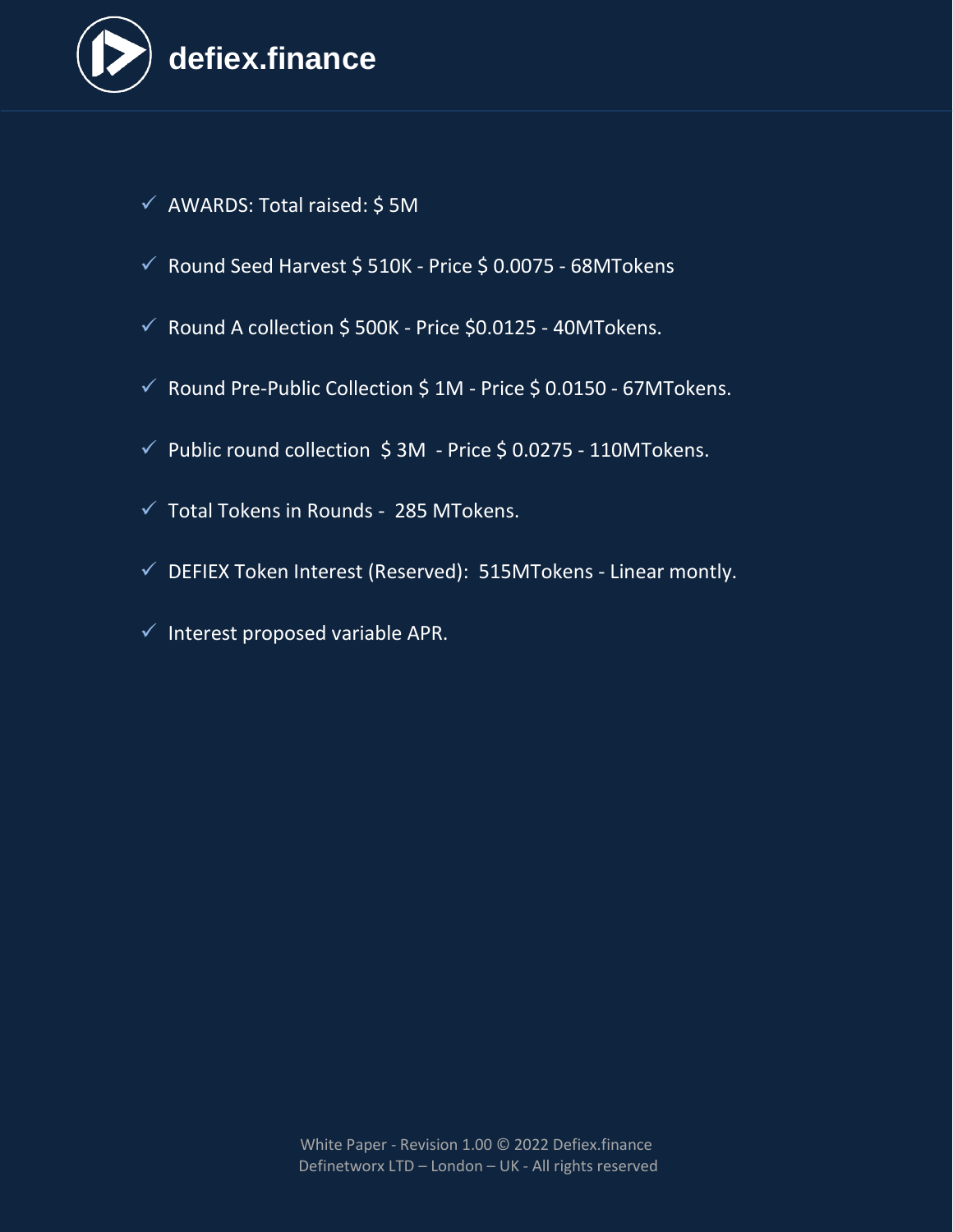- ✓ AWARDS: Total raised: $ 5M
- ✓ Round Seed Harvest $ 510K - Price $ 0.0075 - 68MTokens
- ✓ Round A collection $ 500K - Price $0.0125 - 40MTokens.
- ✓ Round Pre-Public Collection $ 1M - Price $ 0.0150 - 67MTokens.
- ✓ Public round collection  $ 3M  - Price $ 0.0275 - 110MTokens.
- ✓ Total Tokens in Rounds -  285 MTokens.
- ✓ DEFIEX Token Interest (Reserved):  515MTokens - Linear montly.
- ✓ Interest proposed variable APR.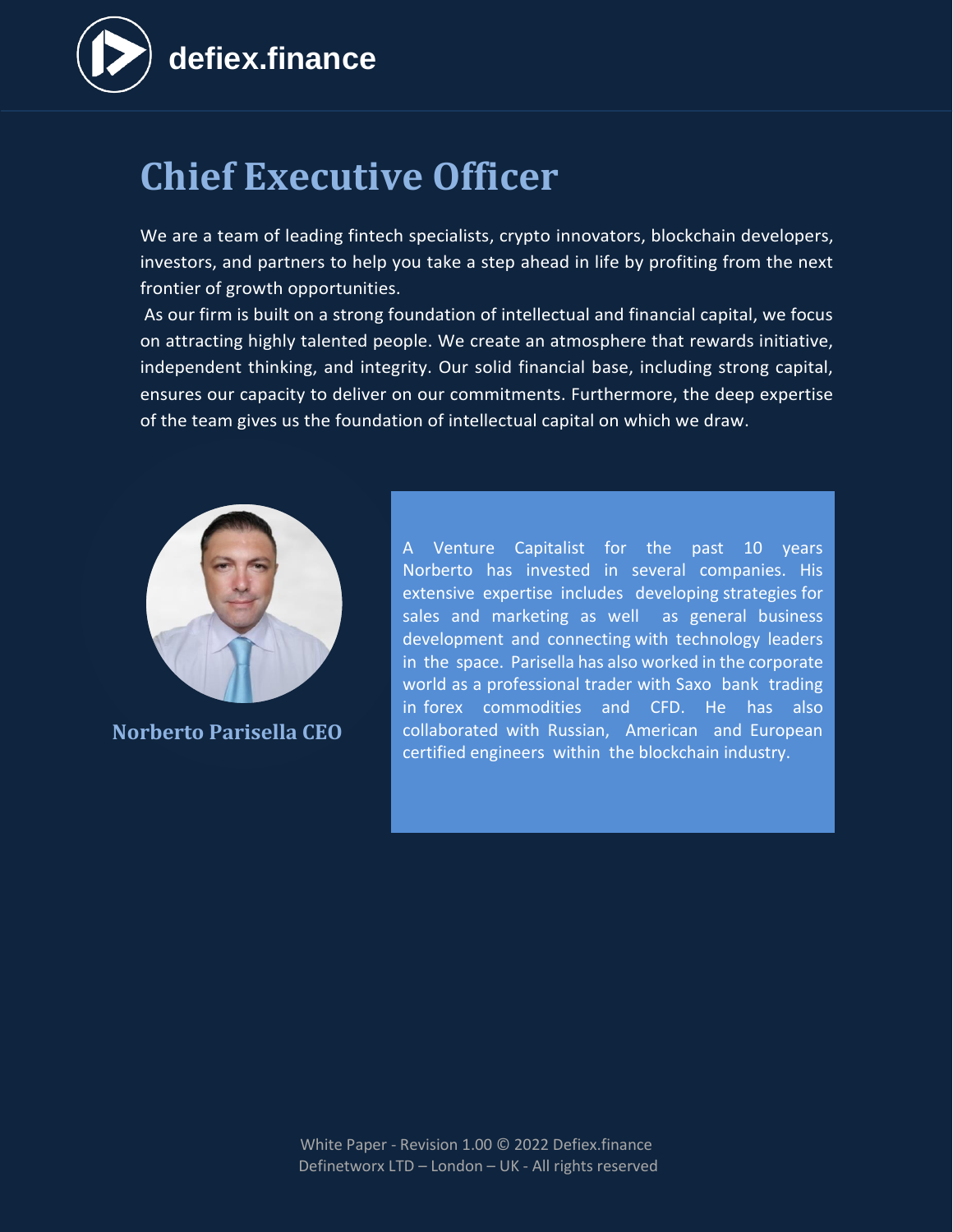defiex.finance

# Chief Executive Officer

We are a team of leading fintech specialists, crypto innovators, blockchain developers, investors, and partners to help you take a step ahead in life by profiting from the next frontier of growth opportunities.

As our firm is built on a strong foundation of intellectual and financial capital, we focus on attracting highly talented people. We create an atmosphere that rewards initiative, independent thinking, and integrity. Our solid financial base, including strong capital, ensures our capacity to deliver on our commitments. Furthermore, the deep expertise of the team gives us the foundation of intellectual capital on which we draw.

**Norberto Parisella CEO**

A Venture Capitalist for the past 10 years Norberto has invested in several companies. His extensive expertise includes developing strategies for sales and marketing as well as general business development and connecting with technology leaders in the space. Parisella has also worked in the corporate world as a professional trader with Saxo bank trading in forex commodities and CFD. He has also collaborated with Russian, American and European certified engineers within the blockchain industry.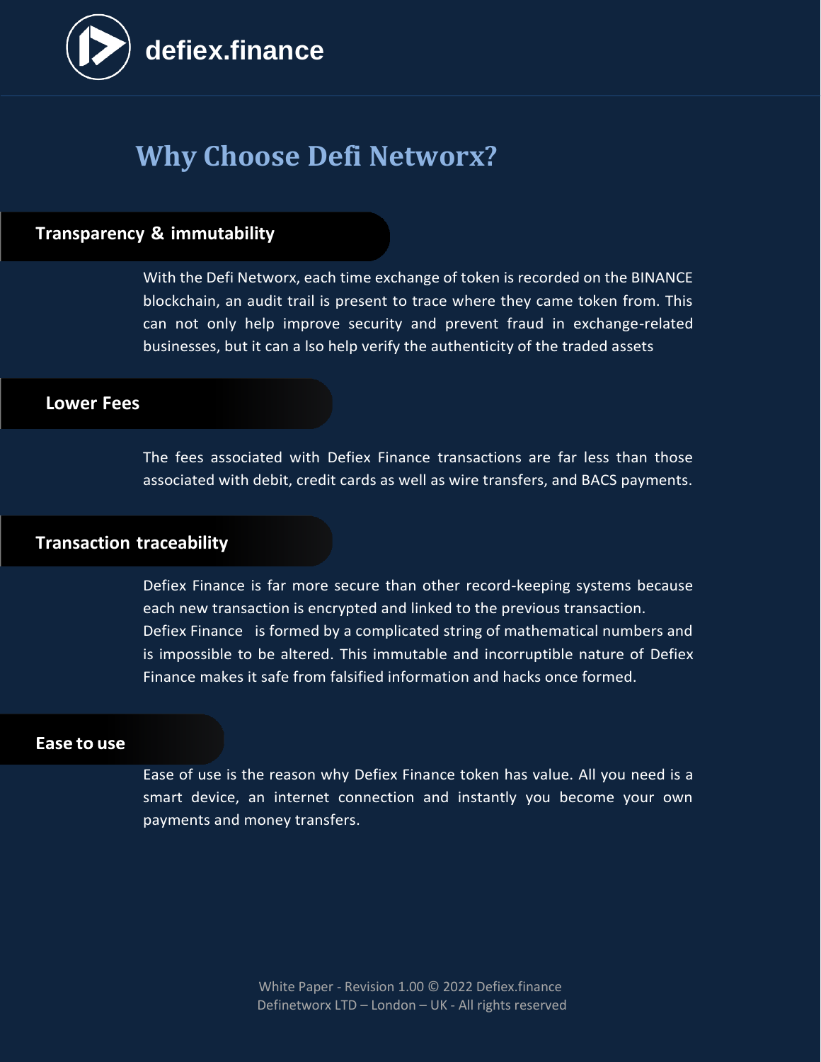# Why Choose Defi Networx?

## Transparency & immutability

With the Defi Networx, each time exchange of token is recorded on the BINANCE blockchain, an audit trail is present to trace where they came token from. This can not only help improve security and prevent fraud in exchange-related businesses, but it can a lso help verify the authenticity of the traded assets

## Lower Fees

The fees associated with Defiex Finance transactions are far less than those associated with debit, credit cards as well as wire transfers, and BACS payments.

## Transaction traceability

Defiex Finance is far more secure than other record-keeping systems because each new transaction is encrypted and linked to the previous transaction. Defiex Finance is formed by a complicated string of mathematical numbers and is impossible to be altered. This immutable and incorruptible nature of Defiex Finance makes it safe from falsified information and hacks once formed.

## Ease to use

Ease of use is the reason why Defiex Finance token has value. All you need is a smart device, an internet connection and instantly you become your own payments and money transfers.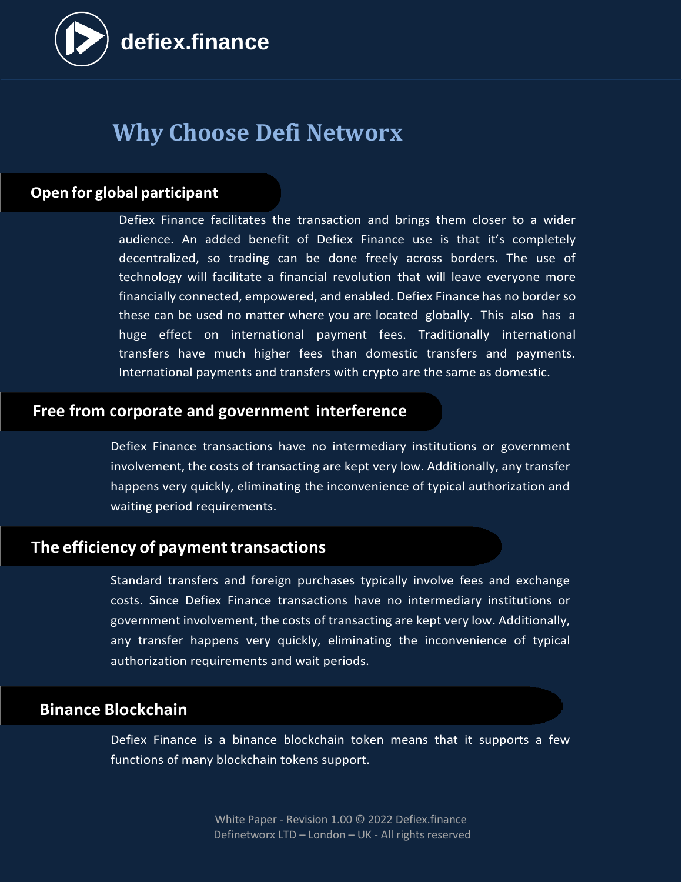# Why Choose Defi Networx

## Open for global participant

Defiex Finance facilitates the transaction and brings them closer to a wider audience. An added benefit of Defiex Finance use is that it's completely decentralized, so trading can be done freely across borders. The use of technology will facilitate a financial revolution that will leave everyone more financially connected, empowered, and enabled. Defiex Finance has no border so these can be used no matter where you are located globally. This also has a huge effect on international payment fees. Traditionally international transfers have much higher fees than domestic transfers and payments. International payments and transfers with crypto are the same as domestic.

## Free from corporate and government interference

Defiex Finance transactions have no intermediary institutions or government involvement, the costs of transacting are kept very low. Additionally, any transfer happens very quickly, eliminating the inconvenience of typical authorization and waiting period requirements.

## The efficiency of payment transactions

Standard transfers and foreign purchases typically involve fees and exchange costs. Since Defiex Finance transactions have no intermediary institutions or government involvement, the costs of transacting are kept very low. Additionally, any transfer happens very quickly, eliminating the inconvenience of typical authorization requirements and wait periods.

## Binance Blockchain

Defiex Finance is a binance blockchain token means that it supports a few functions of many blockchain tokens support.